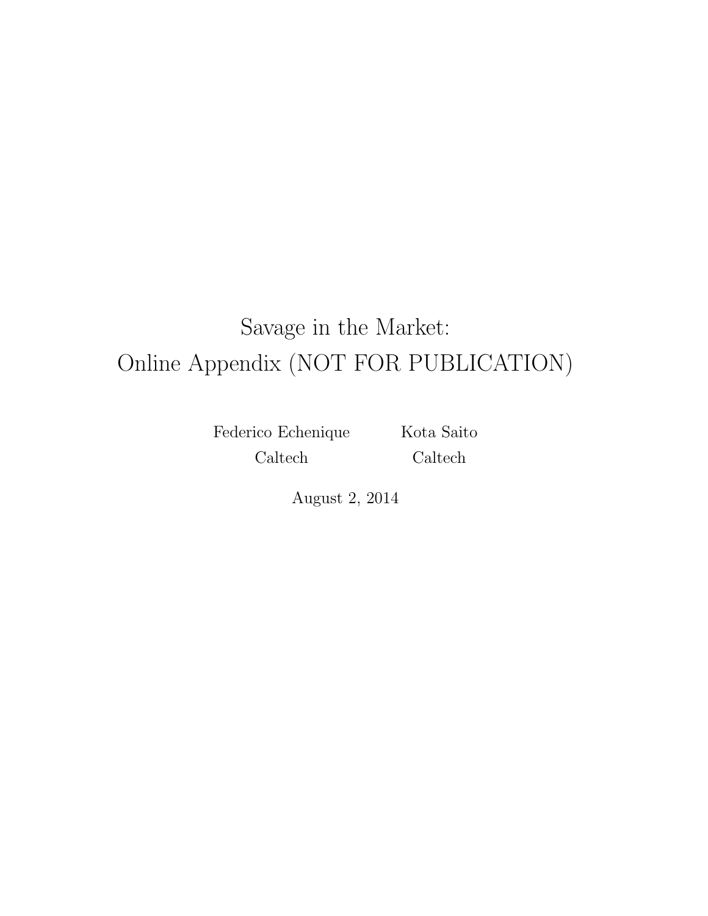# Savage in the Market:
# Online Appendix (NOT FOR PUBLICATION)

Federico Echenique
Caltech

Kota Saito
Caltech

August 2, 2014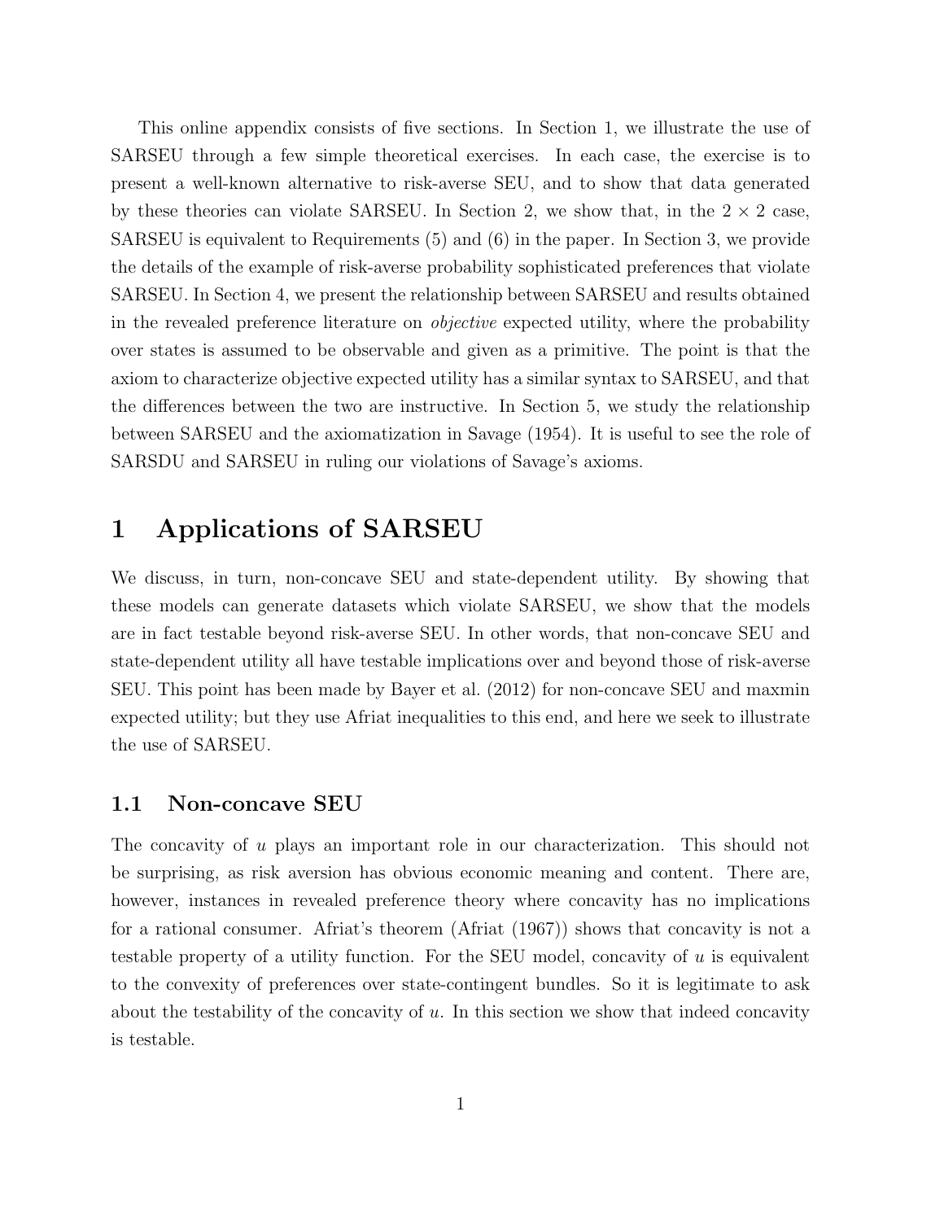This online appendix consists of five sections. In Section 1, we illustrate the use of SARSEU through a few simple theoretical exercises. In each case, the exercise is to present a well-known alternative to risk-averse SEU, and to show that data generated by these theories can violate SARSEU. In Section 2, we show that, in the $2 \times 2$ case, SARSEU is equivalent to Requirements (5) and (6) in the paper. In Section 3, we provide the details of the example of risk-averse probability sophisticated preferences that violate SARSEU. In Section 4, we present the relationship between SARSEU and results obtained in the revealed preference literature on *objective* expected utility, where the probability over states is assumed to be observable and given as a primitive. The point is that the axiom to characterize objective expected utility has a similar syntax to SARSEU, and that the differences between the two are instructive. In Section 5, we study the relationship between SARSEU and the axiomatization in Savage (1954). It is useful to see the role of SARSDU and SARSEU in ruling our violations of Savage's axioms.

# 1 Applications of SARSEU

We discuss, in turn, non-concave SEU and state-dependent utility. By showing that these models can generate datasets which violate SARSEU, we show that the models are in fact testable beyond risk-averse SEU. In other words, that non-concave SEU and state-dependent utility all have testable implications over and beyond those of risk-averse SEU. This point has been made by Bayer et al. (2012) for non-concave SEU and maxmin expected utility; but they use Afriat inequalities to this end, and here we seek to illustrate the use of SARSEU.

## 1.1 Non-concave SEU

The concavity of $u$ plays an important role in our characterization. This should not be surprising, as risk aversion has obvious economic meaning and content. There are, however, instances in revealed preference theory where concavity has no implications for a rational consumer. Afriat's theorem (Afriat (1967)) shows that concavity is not a testable property of a utility function. For the SEU model, concavity of $u$ is equivalent to the convexity of preferences over state-contingent bundles. So it is legitimate to ask about the testability of the concavity of $u$. In this section we show that indeed concavity is testable.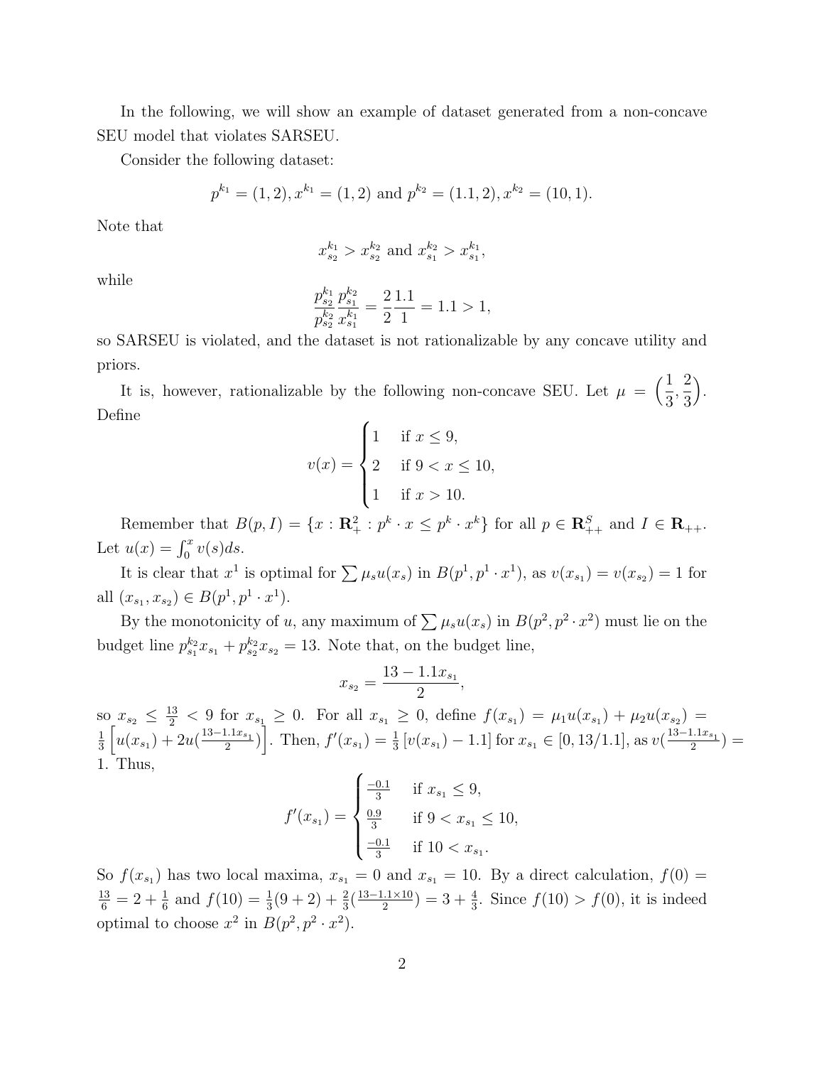In the following, we will show an example of dataset generated from a non-concave SEU model that violates SARSEU.

Consider the following dataset:

$$p^{k_1} = (1, 2), x^{k_1} = (1, 2) \text{ and } p^{k_2} = (1.1, 2), x^{k_2} = (10, 1).$$

Note that

$$x^{k_1}_{s_2} > x^{k_2}_{s_2} \text{ and } x^{k_2}_{s_1} > x^{k_1}_{s_1},$$

while

$$\frac{p^{k_1}_{s_2}}{p^{k_2}_{s_2}} \frac{p^{k_2}_{s_1}}{x^{k_1}_{s_1}} = \frac{2}{2}\frac{1.1}{1} = 1.1 > 1,$$

so SARSEU is violated, and the dataset is not rationalizable by any concave utility and priors.

It is, however, rationalizable by the following non-concave SEU. Let $\mu = \left(\frac{1}{3}, \frac{2}{3}\right)$. Define

$$v(x) = \begin{cases} 1 & \text{if } x \leq 9, \\ 2 & \text{if } 9 < x \leq 10, \\ 1 & \text{if } x > 10. \end{cases}$$

Remember that $B(p, I) = \{x : \mathbf{R}^2_+ : p^k \cdot x \leq p^k \cdot x^k\}$ for all $p \in \mathbf{R}^S_{++}$ and $I \in \mathbf{R}_{++}$. Let $u(x) = \int_0^x v(s)ds$.

It is clear that $x^1$ is optimal for $\sum \mu_s u(x_s)$ in $B(p^1, p^1 \cdot x^1)$, as $v(x_{s_1}) = v(x_{s_2}) = 1$ for all $(x_{s_1}, x_{s_2}) \in B(p^1, p^1 \cdot x^1)$.

By the monotonicity of $u$, any maximum of $\sum \mu_s u(x_s)$ in $B(p^2, p^2 \cdot x^2)$ must lie on the budget line $p^{k_2}_{s_1} x_{s_1} + p^{k_2}_{s_2} x_{s_2} = 13$. Note that, on the budget line,

$$x_{s_2} = \frac{13 - 1.1x_{s_1}}{2},$$

so $x_{s_2} \leq \frac{13}{2} < 9$ for $x_{s_1} \geq 0$. For all $x_{s_1} \geq 0$, define $f(x_{s_1}) = \mu_1 u(x_{s_1}) + \mu_2 u(x_{s_2}) = \frac{1}{3}\left[u(x_{s_1}) + 2u(\frac{13-1.1x_{s_1}}{2})\right]$. Then, $f'(x_{s_1}) = \frac{1}{3}\left[v(x_{s_1}) - 1.1\right]$ for $x_{s_1} \in [0, 13/1.1]$, as $v(\frac{13-1.1x_{s_1}}{2}) = 1$. Thus,

$$f'(x_{s_1}) = \begin{cases} \frac{-0.1}{3} & \text{if } x_{s_1} \leq 9, \\ \frac{0.9}{3} & \text{if } 9 < x_{s_1} \leq 10, \\ \frac{-0.1}{3} & \text{if } 10 < x_{s_1}. \end{cases}$$

So $f(x_{s_1})$ has two local maxima, $x_{s_1} = 0$ and $x_{s_1} = 10$. By a direct calculation, $f(0) = \frac{13}{6} = 2 + \frac{1}{6}$ and $f(10) = \frac{1}{3}(9 + 2) + \frac{2}{3}(\frac{13-1.1\times 10}{2}) = 3 + \frac{4}{3}$. Since $f(10) > f(0)$, it is indeed optimal to choose $x^2$ in $B(p^2, p^2 \cdot x^2)$.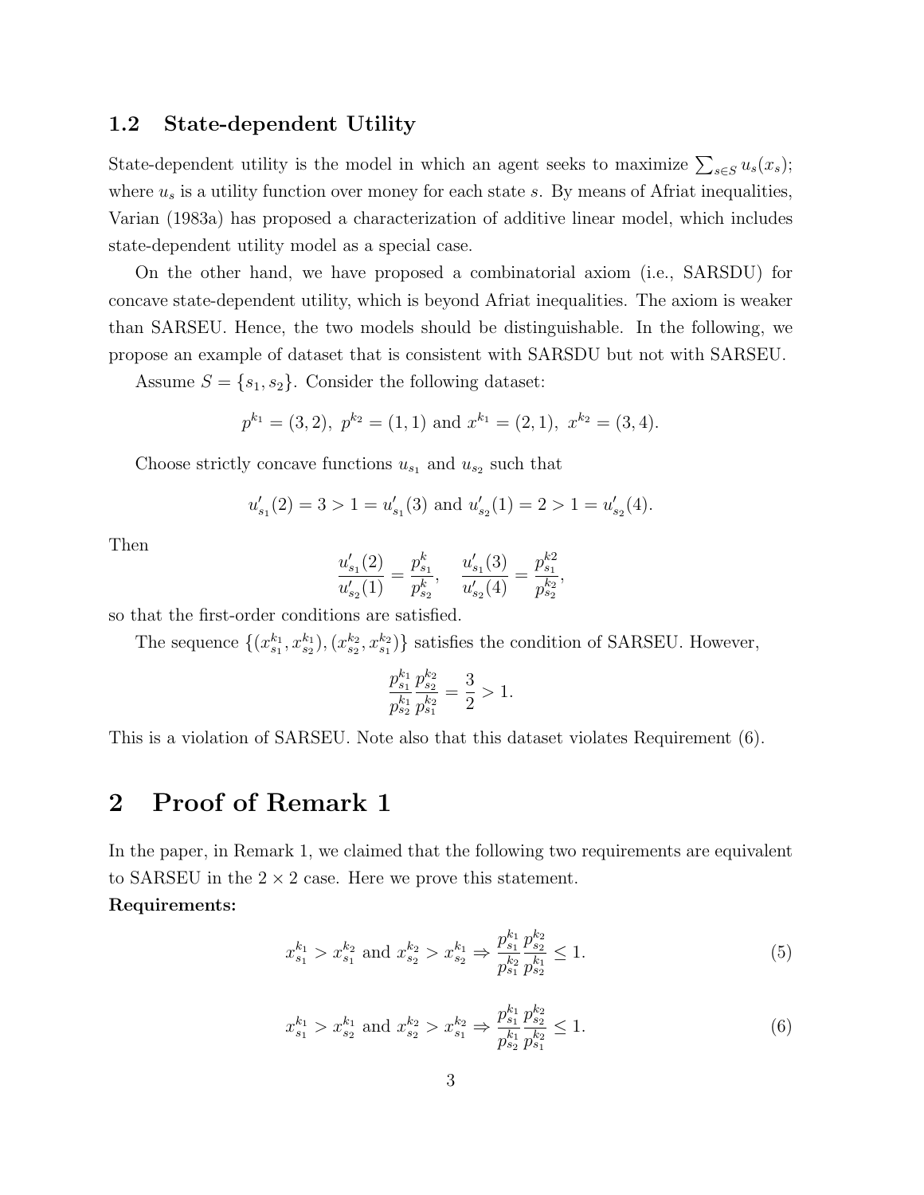### 1.2 State-dependent Utility

State-dependent utility is the model in which an agent seeks to maximize $\sum_{s \in S} u_s(x_s)$; where $u_s$ is a utility function over money for each state $s$. By means of Afriat inequalities, Varian (1983a) has proposed a characterization of additive linear model, which includes state-dependent utility model as a special case.

On the other hand, we have proposed a combinatorial axiom (i.e., SARSDU) for concave state-dependent utility, which is beyond Afriat inequalities. The axiom is weaker than SARSEU. Hence, the two models should be distinguishable. In the following, we propose an example of dataset that is consistent with SARSDU but not with SARSEU.

Assume $S = \{s_1, s_2\}$. Consider the following dataset:

$$p^{k_1} = (3, 2),\ p^{k_2} = (1, 1) \text{ and } x^{k_1} = (2, 1),\ x^{k_2} = (3, 4).$$

Choose strictly concave functions $u_{s_1}$ and $u_{s_2}$ such that

$$u'_{s_1}(2) = 3 > 1 = u'_{s_1}(3) \text{ and } u'_{s_2}(1) = 2 > 1 = u'_{s_2}(4).$$

Then

$$\frac{u'_{s_1}(2)}{u'_{s_2}(1)} = \frac{p^k_{s_1}}{p^k_{s_2}}, \quad \frac{u'_{s_1}(3)}{u'_{s_2}(4)} = \frac{p^{k2}_{s_1}}{p^{k_2}_{s_2}},$$

so that the first-order conditions are satisfied.

The sequence $\{(x^{k_1}_{s_1}, x^{k_1}_{s_2}), (x^{k_2}_{s_2}, x^{k_2}_{s_1})\}$ satisfies the condition of SARSEU. However,

$$\frac{p^{k_1}_{s_1}}{p^{k_1}_{s_2}} \frac{p^{k_2}_{s_2}}{p^{k_2}_{s_1}} = \frac{3}{2} > 1.$$

This is a violation of SARSEU. Note also that this dataset violates Requirement (6).

## 2 Proof of Remark 1

In the paper, in Remark 1, we claimed that the following two requirements are equivalent to SARSEU in the $2 \times 2$ case. Here we prove this statement.

**Requirements:**

$$x^{k_1}_{s_1} > x^{k_2}_{s_1} \text{ and } x^{k_2}_{s_2} > x^{k_1}_{s_2} \Rightarrow \frac{p^{k_1}_{s_1}}{p^{k_2}_{s_1}} \frac{p^{k_2}_{s_2}}{p^{k_1}_{s_2}} \leq 1. \tag{5}$$

$$x^{k_1}_{s_1} > x^{k_1}_{s_2} \text{ and } x^{k_2}_{s_2} > x^{k_2}_{s_1} \Rightarrow \frac{p^{k_1}_{s_1}}{p^{k_1}_{s_2}} \frac{p^{k_2}_{s_2}}{p^{k_2}_{s_1}} \leq 1. \tag{6}$$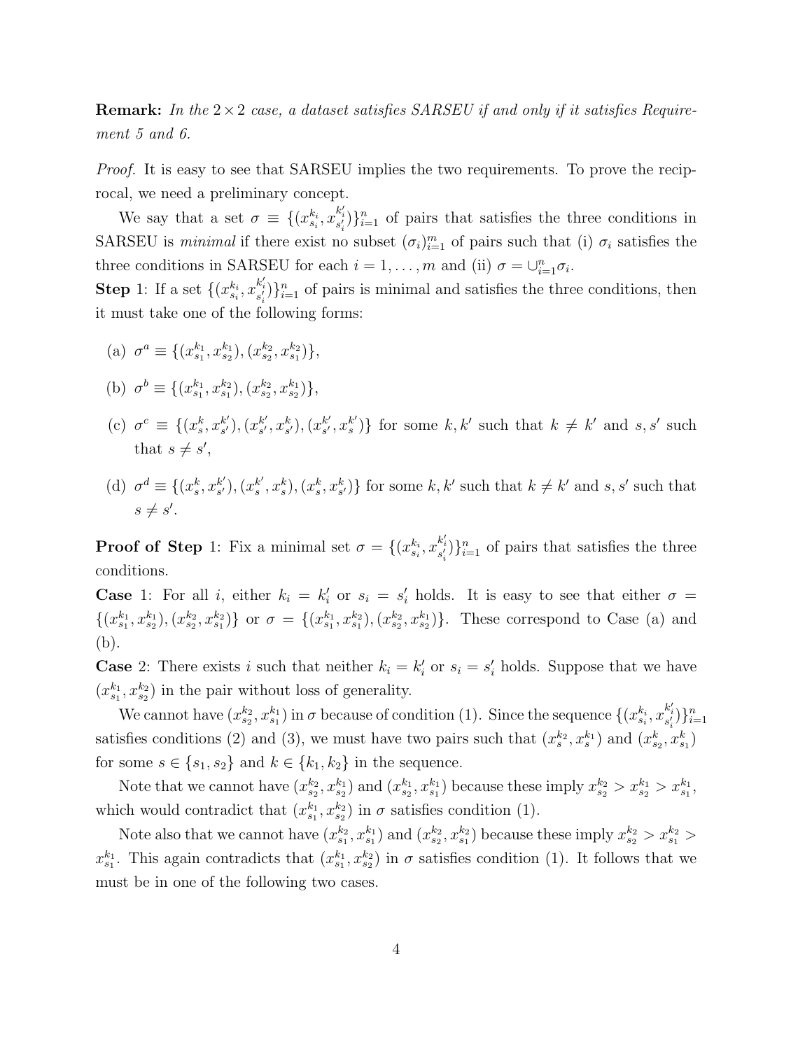**Remark:** *In the $2 \times 2$ case, a dataset satisfies SARSEU if and only if it satisfies Requirement 5 and 6.*

*Proof.* It is easy to see that SARSEU implies the two requirements. To prove the reciprocal, we need a preliminary concept.

We say that a set $\sigma \equiv \{(x_{s_i}^{k_i}, x_{s_i'}^{k_i'})\}_{i=1}^n$ of pairs that satisfies the three conditions in SARSEU is *minimal* if there exist no subset $(\sigma_i)_{i=1}^m$ of pairs such that (i) $\sigma_i$ satisfies the three conditions in SARSEU for each $i = 1, \ldots, m$ and (ii) $\sigma = \cup_{i=1}^n \sigma_i$.

**Step** 1: If a set $\{(x_{s_i}^{k_i}, x_{s_i'}^{k_i'})\}_{i=1}^n$ of pairs is minimal and satisfies the three conditions, then it must take one of the following forms:

(a) $\sigma^a \equiv \{(x_{s_1}^{k_1}, x_{s_2}^{k_1}), (x_{s_2}^{k_2}, x_{s_1}^{k_2})\}$,

(b) $\sigma^b \equiv \{(x_{s_1}^{k_1}, x_{s_1}^{k_2}), (x_{s_2}^{k_2}, x_{s_2}^{k_1})\}$,

(c) $\sigma^c \equiv \{(x_s^k, x_{s'}^{k'}), (x_{s'}^{k'}, x_{s'}^{k}), (x_{s'}^{k'}, x_s^{k'})\}$ for some $k, k'$ such that $k \neq k'$ and $s, s'$ such that $s \neq s'$,

(d) $\sigma^d \equiv \{(x_s^k, x_{s'}^{k'}), (x_s^{k'}, x_s^k), (x_s^k, x_{s'}^k)\}$ for some $k, k'$ such that $k \neq k'$ and $s, s'$ such that $s \neq s'$.

**Proof of Step** 1: Fix a minimal set $\sigma = \{(x_{s_i}^{k_i}, x_{s_i'}^{k_i'})\}_{i=1}^n$ of pairs that satisfies the three conditions.

**Case** 1: For all $i$, either $k_i = k_i'$ or $s_i = s_i'$ holds. It is easy to see that either $\sigma = \{(x_{s_1}^{k_1}, x_{s_2}^{k_1}), (x_{s_2}^{k_2}, x_{s_1}^{k_2})\}$ or $\sigma = \{(x_{s_1}^{k_1}, x_{s_1}^{k_2}), (x_{s_2}^{k_2}, x_{s_2}^{k_1})\}$. These correspond to Case (a) and (b).

**Case** 2: There exists $i$ such that neither $k_i = k_i'$ or $s_i = s_i'$ holds. Suppose that we have $(x_{s_1}^{k_1}, x_{s_2}^{k_2})$ in the pair without loss of generality.

We cannot have $(x_{s_2}^{k_2}, x_{s_1}^{k_1})$ in $\sigma$ because of condition (1). Since the sequence $\{(x_{s_i}^{k_i}, x_{s_i'}^{k_i'})\}_{i=1}^n$ satisfies conditions (2) and (3), we must have two pairs such that $(x_s^{k_2}, x_s^{k_1})$ and $(x_{s_2}^k, x_{s_1}^k)$ for some $s \in \{s_1, s_2\}$ and $k \in \{k_1, k_2\}$ in the sequence.

Note that we cannot have $(x_{s_2}^{k_2}, x_{s_2}^{k_1})$ and $(x_{s_2}^{k_1}, x_{s_1}^{k_1})$ because these imply $x_{s_2}^{k_2} > x_{s_2}^{k_1} > x_{s_1}^{k_1}$, which would contradict that $(x_{s_1}^{k_1}, x_{s_2}^{k_2})$ in $\sigma$ satisfies condition (1).

Note also that we cannot have $(x_{s_1}^{k_2}, x_{s_1}^{k_1})$ and $(x_{s_2}^{k_2}, x_{s_1}^{k_2})$ because these imply $x_{s_2}^{k_2} > x_{s_1}^{k_2} > x_{s_1}^{k_1}$. This again contradicts that $(x_{s_1}^{k_1}, x_{s_2}^{k_2})$ in $\sigma$ satisfies condition (1). It follows that we must be in one of the following two cases.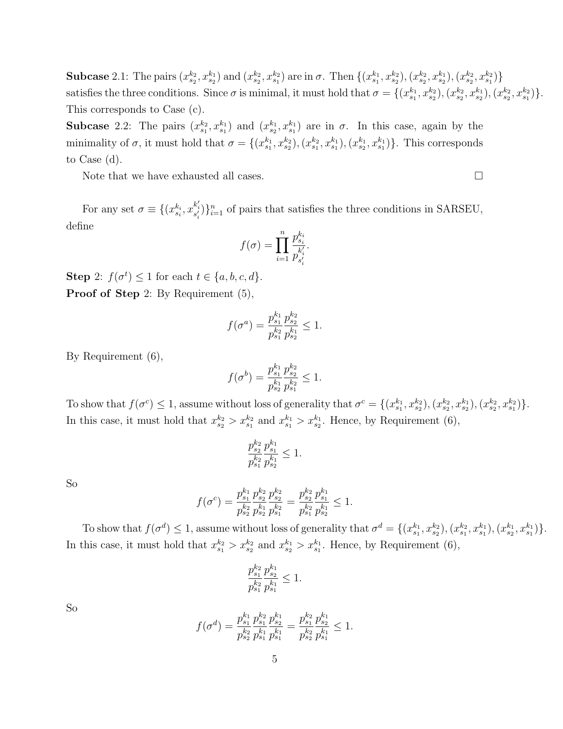**Subcase** 2.1: The pairs $(x_{s_2}^{k_2}, x_{s_2}^{k_1})$ and $(x_{s_2}^{k_2}, x_{s_1}^{k_2})$ are in $\sigma$. Then $\{(x_{s_1}^{k_1}, x_{s_2}^{k_2}), (x_{s_2}^{k_2}, x_{s_2}^{k_1}), (x_{s_2}^{k_2}, x_{s_1}^{k_2})\}$ satisfies the three conditions. Since $\sigma$ is minimal, it must hold that $\sigma = \{(x_{s_1}^{k_1}, x_{s_2}^{k_2}), (x_{s_2}^{k_2}, x_{s_2}^{k_1}), (x_{s_2}^{k_2}, x_{s_1}^{k_2})\}$. This corresponds to Case (c).

**Subcase** 2.2: The pairs $(x_{s_1}^{k_2}, x_{s_1}^{k_1})$ and $(x_{s_2}^{k_1}, x_{s_1}^{k_1})$ are in $\sigma$. In this case, again by the minimality of $\sigma$, it must hold that $\sigma = \{(x_{s_1}^{k_1}, x_{s_2}^{k_2}), (x_{s_1}^{k_2}, x_{s_1}^{k_1}), (x_{s_2}^{k_1}, x_{s_1}^{k_1})\}$. This corresponds to Case (d).

Note that we have exhausted all cases. □

For any set $\sigma \equiv \{(x_{s_i}^{k_i}, x_{s_i'}^{k_i'})\}_{i=1}^{n}$ of pairs that satisfies the three conditions in SARSEU, define

$$f(\sigma) = \prod_{i=1}^{n} \frac{p_{s_i}^{k_i}}{p_{s_i'}^{k_i'}}.$$

**Step** 2: $f(\sigma^t) \leq 1$ for each $t \in \{a, b, c, d\}$.

**Proof of Step** 2: By Requirement (5),

$$f(\sigma^a) = \frac{p_{s_1}^{k_1}}{p_{s_1}^{k_2}} \frac{p_{s_2}^{k_2}}{p_{s_2}^{k_1}} \leq 1.$$

By Requirement (6),

$$f(\sigma^b) = \frac{p_{s_1}^{k_1}}{p_{s_2}^{k_1}} \frac{p_{s_2}^{k_2}}{p_{s_1}^{k_2}} \leq 1.$$

To show that $f(\sigma^c) \leq 1$, assume without loss of generality that $\sigma^c = \{(x_{s_1}^{k_1}, x_{s_2}^{k_2}), (x_{s_2}^{k_2}, x_{s_2}^{k_1}), (x_{s_2}^{k_2}, x_{s_1}^{k_2})\}$. In this case, it must hold that $x_{s_2}^{k_2} > x_{s_1}^{k_2}$ and $x_{s_1}^{k_1} > x_{s_2}^{k_1}$. Hence, by Requirement (6),

$$\frac{p_{s_2}^{k_2}}{p_{s_1}^{k_2}} \frac{p_{s_1}^{k_1}}{p_{s_2}^{k_1}} \leq 1.$$

So

$$f(\sigma^c) = \frac{p_{s_1}^{k_1}}{p_{s_2}^{k_2}} \frac{p_{s_2}^{k_2}}{p_{s_2}^{k_1}} \frac{p_{s_2}^{k_2}}{p_{s_1}^{k_2}} = \frac{p_{s_2}^{k_2}}{p_{s_1}^{k_2}} \frac{p_{s_1}^{k_1}}{p_{s_2}^{k_1}} \leq 1.$$

To show that $f(\sigma^d) \leq 1$, assume without loss of generality that $\sigma^d = \{(x_{s_1}^{k_1}, x_{s_2}^{k_2}), (x_{s_1}^{k_2}, x_{s_1}^{k_1}), (x_{s_2}^{k_1}, x_{s_1}^{k_1})\}$. In this case, it must hold that $x_{s_1}^{k_2} > x_{s_2}^{k_2}$ and $x_{s_2}^{k_1} > x_{s_1}^{k_1}$. Hence, by Requirement (6),

$$\frac{p_{s_1}^{k_2}}{p_{s_1}^{k_2}} \frac{p_{s_2}^{k_1}}{p_{s_1}^{k_1}} \leq 1.$$

So

$$f(\sigma^d) = \frac{p_{s_1}^{k_1}}{p_{s_2}^{k_2}} \frac{p_{s_1}^{k_2}}{p_{s_1}^{k_1}} \frac{p_{s_2}^{k_1}}{p_{s_1}^{k_1}} = \frac{p_{s_1}^{k_2}}{p_{s_2}^{k_2}} \frac{p_{s_2}^{k_1}}{p_{s_1}^{k_1}} \leq 1.$$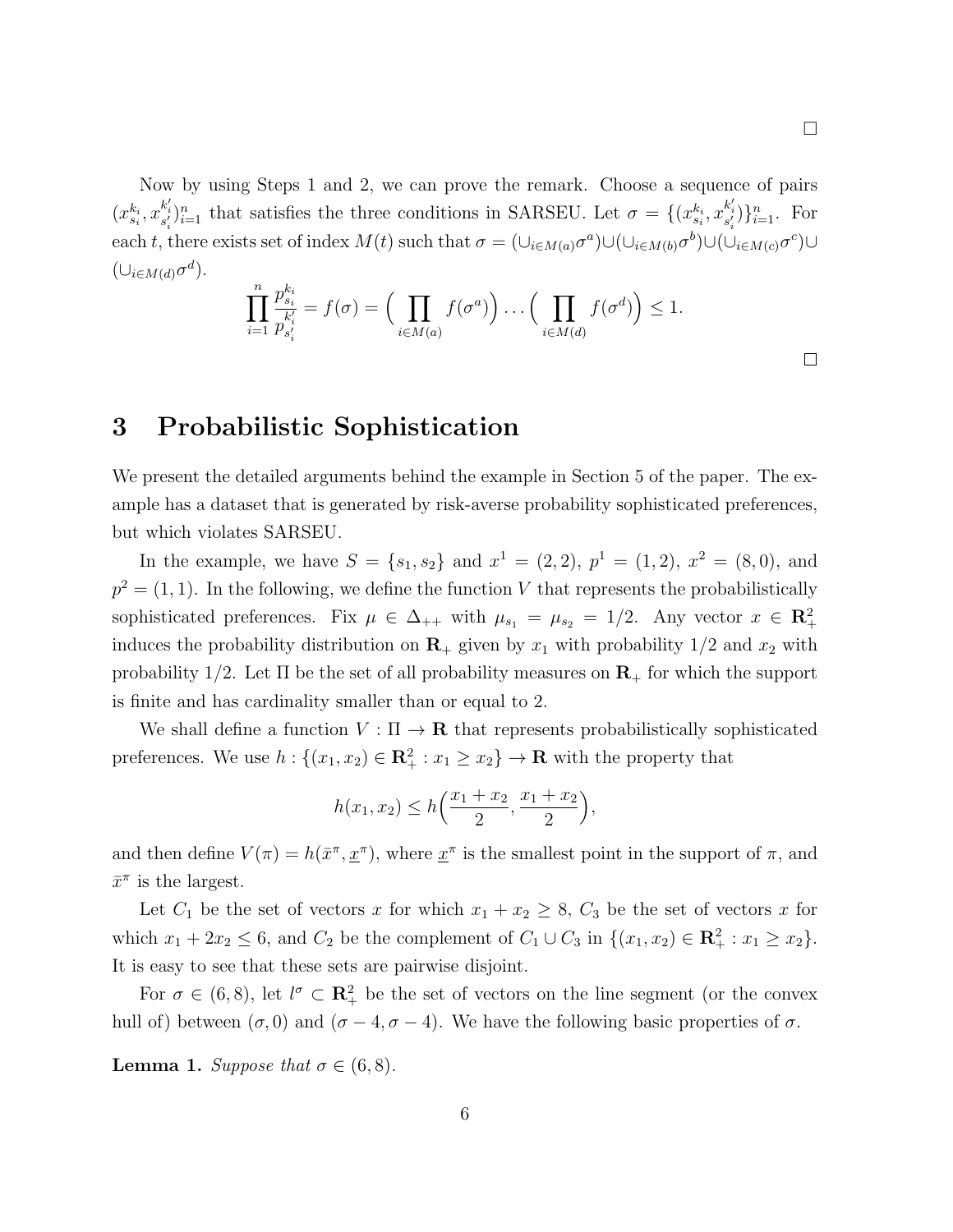□

Now by using Steps 1 and 2, we can prove the remark. Choose a sequence of pairs $(x^{k_i}_{s_i}, x^{k'_i}_{s'_i})^n_{i=1}$ that satisfies the three conditions in SARSEU. Let $\sigma = \{(x^{k_i}_{s_i}, x^{k'_i}_{s'_i})\}^n_{i=1}$. For each $t$, there exists set of index $M(t)$ such that $\sigma = (\cup_{i \in M(a)} \sigma^a) \cup (\cup_{i \in M(b)} \sigma^b) \cup (\cup_{i \in M(c)} \sigma^c) \cup (\cup_{i \in M(d)} \sigma^d)$.

$$\prod_{i=1}^n \frac{p^{k_i}_{s_i}}{p^{k'_i}_{s'_i}} = f(\sigma) = \Big( \prod_{i \in M(a)} f(\sigma^a) \Big) \dots \Big( \prod_{i \in M(d)} f(\sigma^d) \Big) \leq 1.$$

□

# 3 Probabilistic Sophistication

We present the detailed arguments behind the example in Section 5 of the paper. The example has a dataset that is generated by risk-averse probability sophisticated preferences, but which violates SARSEU.

In the example, we have $S = \{s_1, s_2\}$ and $x^1 = (2, 2)$, $p^1 = (1, 2)$, $x^2 = (8, 0)$, and $p^2 = (1, 1)$. In the following, we define the function $V$ that represents the probabilistically sophisticated preferences. Fix $\mu \in \Delta_{++}$ with $\mu_{s_1} = \mu_{s_2} = 1/2$. Any vector $x \in \mathbf{R}^2_+$ induces the probability distribution on $\mathbf{R}_+$ given by $x_1$ with probability $1/2$ and $x_2$ with probability $1/2$. Let $\Pi$ be the set of all probability measures on $\mathbf{R}_+$ for which the support is finite and has cardinality smaller than or equal to 2.

We shall define a function $V : \Pi \to \mathbf{R}$ that represents probabilistically sophisticated preferences. We use $h : \{(x_1, x_2) \in \mathbf{R}^2_+ : x_1 \geq x_2\} \to \mathbf{R}$ with the property that

$$h(x_1, x_2) \leq h\Big(\frac{x_1 + x_2}{2}, \frac{x_1 + x_2}{2}\Big),$$

and then define $V(\pi) = h(\bar{x}^\pi, \underline{x}^\pi)$, where $\underline{x}^\pi$ is the smallest point in the support of $\pi$, and $\bar{x}^\pi$ is the largest.

Let $C_1$ be the set of vectors $x$ for which $x_1 + x_2 \geq 8$, $C_3$ be the set of vectors $x$ for which $x_1 + 2x_2 \leq 6$, and $C_2$ be the complement of $C_1 \cup C_3$ in $\{(x_1, x_2) \in \mathbf{R}^2_+ : x_1 \geq x_2\}$. It is easy to see that these sets are pairwise disjoint.

For $\sigma \in (6, 8)$, let $l^\sigma \subset \mathbf{R}^2_+$ be the set of vectors on the line segment (or the convex hull of) between $(\sigma, 0)$ and $(\sigma - 4, \sigma - 4)$. We have the following basic properties of $\sigma$.

**Lemma 1.** *Suppose that $\sigma \in (6, 8)$.*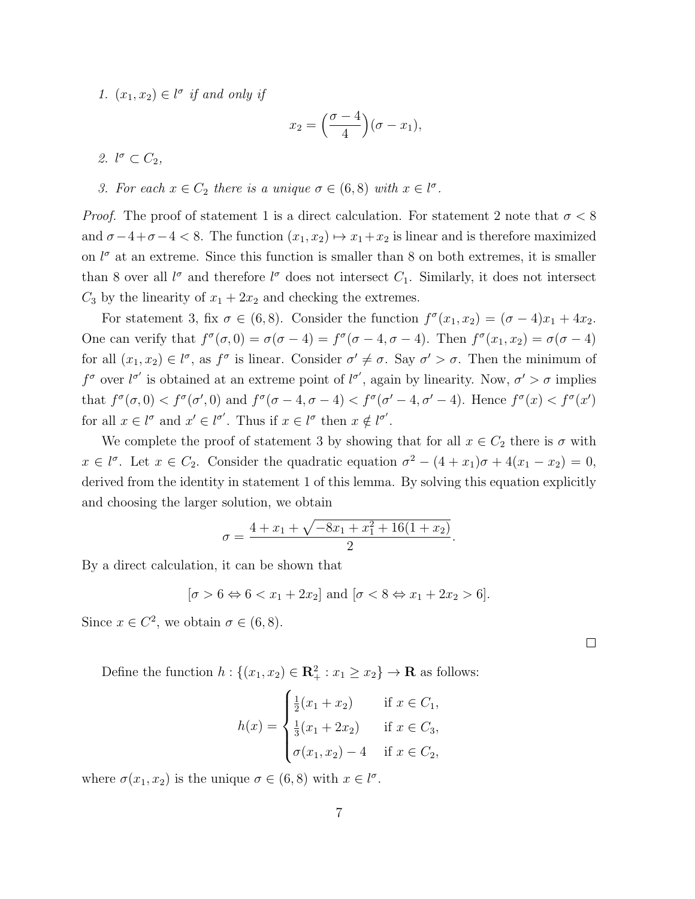*1.* $(x_1, x_2) \in l^\sigma$ *if and only if*

$$x_2 = \Big(\frac{\sigma - 4}{4}\Big)(\sigma - x_1),$$

*2.* $l^\sigma \subset C_2$*,*

*3. For each* $x \in C_2$ *there is a unique* $\sigma \in (6, 8)$ *with* $x \in l^\sigma$*.*

*Proof.* The proof of statement 1 is a direct calculation. For statement 2 note that $\sigma < 8$ and $\sigma - 4 + \sigma - 4 < 8$. The function $(x_1, x_2) \mapsto x_1 + x_2$ is linear and is therefore maximized on $l^\sigma$ at an extreme. Since this function is smaller than 8 on both extremes, it is smaller than 8 over all $l^\sigma$ and therefore $l^\sigma$ does not intersect $C_1$. Similarly, it does not intersect $C_3$ by the linearity of $x_1 + 2x_2$ and checking the extremes.

For statement 3, fix $\sigma \in (6, 8)$. Consider the function $f^\sigma(x_1, x_2) = (\sigma - 4)x_1 + 4x_2$. One can verify that $f^\sigma(\sigma, 0) = \sigma(\sigma - 4) = f^\sigma(\sigma - 4, \sigma - 4)$. Then $f^\sigma(x_1, x_2) = \sigma(\sigma - 4)$ for all $(x_1, x_2) \in l^\sigma$, as $f^\sigma$ is linear. Consider $\sigma' \neq \sigma$. Say $\sigma' > \sigma$. Then the minimum of $f^\sigma$ over $l^{\sigma'}$ is obtained at an extreme point of $l^{\sigma'}$, again by linearity. Now, $\sigma' > \sigma$ implies that $f^\sigma(\sigma, 0) < f^\sigma(\sigma', 0)$ and $f^\sigma(\sigma - 4, \sigma - 4) < f^\sigma(\sigma' - 4, \sigma' - 4)$. Hence $f^\sigma(x) < f^\sigma(x')$ for all $x \in l^\sigma$ and $x' \in l^{\sigma'}$. Thus if $x \in l^\sigma$ then $x \notin l^{\sigma'}$.

We complete the proof of statement 3 by showing that for all $x \in C_2$ there is $\sigma$ with $x \in l^\sigma$. Let $x \in C_2$. Consider the quadratic equation $\sigma^2 - (4 + x_1)\sigma + 4(x_1 - x_2) = 0$, derived from the identity in statement 1 of this lemma. By solving this equation explicitly and choosing the larger solution, we obtain

$$\sigma = \frac{4 + x_1 + \sqrt{-8x_1 + x_1^2 + 16(1 + x_2)}}{2}.$$

By a direct calculation, it can be shown that

$$[\sigma > 6 \Leftrightarrow 6 < x_1 + 2x_2] \text{ and } [\sigma < 8 \Leftrightarrow x_1 + 2x_2 > 6].$$

Since $x \in C^2$, we obtain $\sigma \in (6, 8)$.

□

Define the function $h : \{(x_1, x_2) \in \mathbf{R}^2_+ : x_1 \geq x_2\} \to \mathbf{R}$ as follows:

$$h(x) = \begin{cases} \frac{1}{2}(x_1 + x_2) & \text{if } x \in C_1, \\ \frac{1}{3}(x_1 + 2x_2) & \text{if } x \in C_3, \\ \sigma(x_1, x_2) - 4 & \text{if } x \in C_2, \end{cases}$$

where $\sigma(x_1, x_2)$ is the unique $\sigma \in (6, 8)$ with $x \in l^\sigma$.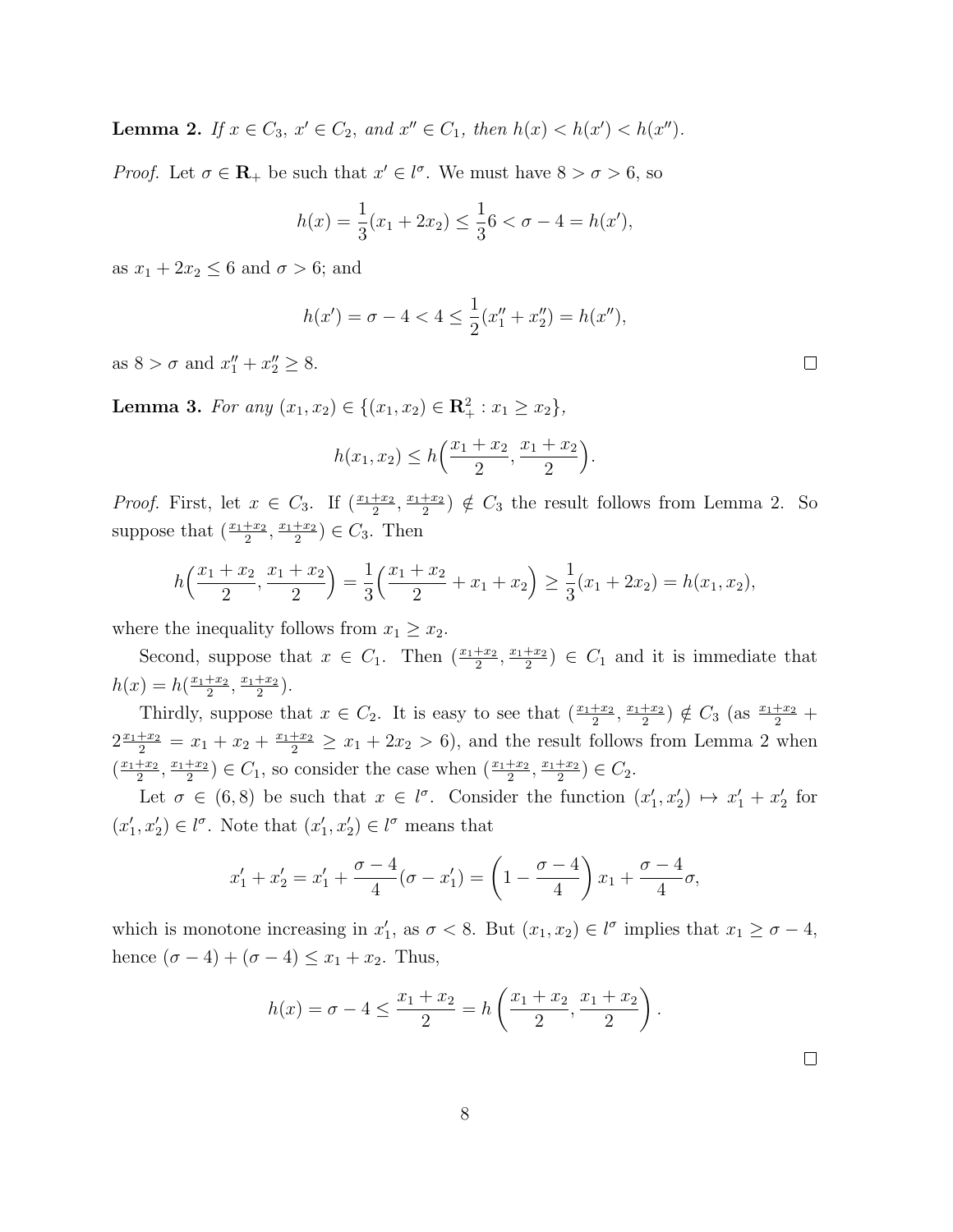**Lemma 2.** *If $x \in C_3$, $x' \in C_2$, and $x'' \in C_1$, then $h(x) < h(x') < h(x'')$.*

*Proof.* Let $\sigma \in \mathbf{R}_+$ be such that $x' \in l^\sigma$. We must have $8 > \sigma > 6$, so

$$h(x) = \frac{1}{3}(x_1 + 2x_2) \leq \frac{1}{3}6 < \sigma - 4 = h(x'),$$

as $x_1 + 2x_2 \leq 6$ and $\sigma > 6$; and

$$h(x') = \sigma - 4 < 4 \leq \frac{1}{2}(x''_1 + x''_2) = h(x''),$$

as $8 > \sigma$ and $x''_1 + x''_2 \geq 8$. $\square$

**Lemma 3.** *For any $(x_1, x_2) \in \{(x_1, x_2) \in \mathbf{R}^2_+ : x_1 \geq x_2\}$,*

$$h(x_1, x_2) \leq h\Big(\frac{x_1 + x_2}{2}, \frac{x_1 + x_2}{2}\Big).$$

*Proof.* First, let $x \in C_3$. If $(\frac{x_1+x_2}{2}, \frac{x_1+x_2}{2}) \notin C_3$ the result follows from Lemma 2. So suppose that $(\frac{x_1+x_2}{2}, \frac{x_1+x_2}{2}) \in C_3$. Then

$$h\Big(\frac{x_1 + x_2}{2}, \frac{x_1 + x_2}{2}\Big) = \frac{1}{3}\Big(\frac{x_1 + x_2}{2} + x_1 + x_2\Big) \geq \frac{1}{3}(x_1 + 2x_2) = h(x_1, x_2),$$

where the inequality follows from $x_1 \geq x_2$.

Second, suppose that $x \in C_1$. Then $(\frac{x_1+x_2}{2}, \frac{x_1+x_2}{2}) \in C_1$ and it is immediate that $h(x) = h(\frac{x_1+x_2}{2}, \frac{x_1+x_2}{2})$.

Thirdly, suppose that $x \in C_2$. It is easy to see that $(\frac{x_1+x_2}{2}, \frac{x_1+x_2}{2}) \notin C_3$ (as $\frac{x_1+x_2}{2} + 2\frac{x_1+x_2}{2} = x_1 + x_2 + \frac{x_1+x_2}{2} \geq x_1 + 2x_2 > 6$), and the result follows from Lemma 2 when $(\frac{x_1+x_2}{2}, \frac{x_1+x_2}{2}) \in C_1$, so consider the case when $(\frac{x_1+x_2}{2}, \frac{x_1+x_2}{2}) \in C_2$.

Let $\sigma \in (6, 8)$ be such that $x \in l^\sigma$. Consider the function $(x'_1, x'_2) \mapsto x'_1 + x'_2$ for $(x'_1, x'_2) \in l^\sigma$. Note that $(x'_1, x'_2) \in l^\sigma$ means that

$$x'_1 + x'_2 = x'_1 + \frac{\sigma - 4}{4}(\sigma - x'_1) = \left(1 - \frac{\sigma - 4}{4}\right)x_1 + \frac{\sigma - 4}{4}\sigma,$$

which is monotone increasing in $x'_1$, as $\sigma < 8$. But $(x_1, x_2) \in l^\sigma$ implies that $x_1 \geq \sigma - 4$, hence $(\sigma - 4) + (\sigma - 4) \leq x_1 + x_2$. Thus,

$$h(x) = \sigma - 4 \leq \frac{x_1 + x_2}{2} = h\left(\frac{x_1 + x_2}{2}, \frac{x_1 + x_2}{2}\right).$$

$\square$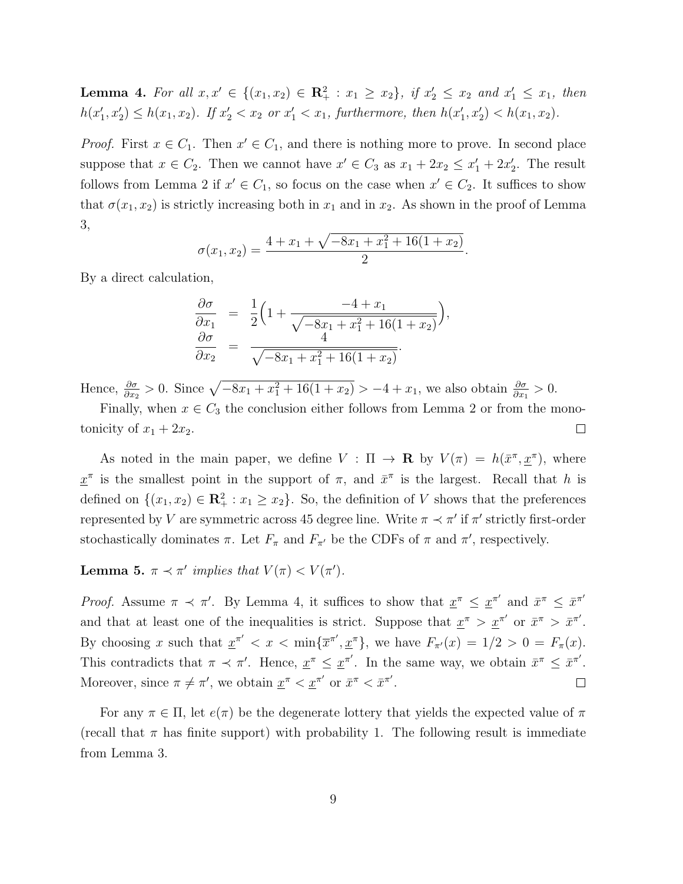**Lemma 4.** *For all $x, x' \in \{(x_1, x_2) \in \mathbf{R}^2_+ : x_1 \geq x_2\}$, if $x'_2 \leq x_2$ and $x'_1 \leq x_1$, then $h(x'_1, x'_2) \leq h(x_1, x_2)$. If $x'_2 < x_2$ or $x'_1 < x_1$, furthermore, then $h(x'_1, x'_2) < h(x_1, x_2)$.*

*Proof.* First $x \in C_1$. Then $x' \in C_1$, and there is nothing more to prove. In second place suppose that $x \in C_2$. Then we cannot have $x' \in C_3$ as $x_1 + 2x_2 \leq x'_1 + 2x'_2$. The result follows from Lemma 2 if $x' \in C_1$, so focus on the case when $x' \in C_2$. It suffices to show that $\sigma(x_1, x_2)$ is strictly increasing both in $x_1$ and in $x_2$. As shown in the proof of Lemma 3,

$$\sigma(x_1, x_2) = \frac{4 + x_1 + \sqrt{-8x_1 + x_1^2 + 16(1 + x_2)}}{2}.$$

By a direct calculation,

$$\begin{aligned}
\frac{\partial \sigma}{\partial x_1} &= \frac{1}{2}\Big(1 + \frac{-4 + x_1}{\sqrt{-8x_1 + x_1^2 + 16(1 + x_2)}}\Big), \\
\frac{\partial \sigma}{\partial x_2} &= \frac{4}{\sqrt{-8x_1 + x_1^2 + 16(1 + x_2)}}.
\end{aligned}$$

Hence, $\frac{\partial \sigma}{\partial x_2} > 0$. Since $\sqrt{-8x_1 + x_1^2 + 16(1 + x_2)} > -4 + x_1$, we also obtain $\frac{\partial \sigma}{\partial x_1} > 0$.

Finally, when $x \in C_3$ the conclusion either follows from Lemma 2 or from the monotonicity of $x_1 + 2x_2$. $\square$

As noted in the main paper, we define $V : \Pi \to \mathbf{R}$ by $V(\pi) = h(\bar{x}^\pi, \underline{x}^\pi)$, where $\underline{x}^\pi$ is the smallest point in the support of $\pi$, and $\bar{x}^\pi$ is the largest. Recall that $h$ is defined on $\{(x_1, x_2) \in \mathbf{R}^2_+ : x_1 \geq x_2\}$. So, the definition of $V$ shows that the preferences represented by $V$ are symmetric across 45 degree line. Write $\pi \prec \pi'$ if $\pi'$ strictly first-order stochastically dominates $\pi$. Let $F_\pi$ and $F_{\pi'}$ be the CDFs of $\pi$ and $\pi'$, respectively.

**Lemma 5.** *$\pi \prec \pi'$ implies that $V(\pi) < V(\pi')$.*

*Proof.* Assume $\pi \prec \pi'$. By Lemma 4, it suffices to show that $\underline{x}^\pi \leq \underline{x}^{\pi'}$ and $\bar{x}^\pi \leq \bar{x}^{\pi'}$ and that at least one of the inequalities is strict. Suppose that $\underline{x}^\pi > \underline{x}^{\pi'}$ or $\bar{x}^\pi > \bar{x}^{\pi'}$. By choosing $x$ such that $\underline{x}^{\pi'} < x < \min\{\overline{x}^{\pi'}, \underline{x}^\pi\}$, we have $F_{\pi'}(x) = 1/2 > 0 = F_\pi(x)$. This contradicts that $\pi \prec \pi'$. Hence, $\underline{x}^\pi \leq \underline{x}^{\pi'}$. In the same way, we obtain $\bar{x}^\pi \leq \bar{x}^{\pi'}$. Moreover, since $\pi \neq \pi'$, we obtain $\underline{x}^\pi < \underline{x}^{\pi'}$ or $\bar{x}^\pi < \bar{x}^{\pi'}$. $\square$

For any $\pi \in \Pi$, let $e(\pi)$ be the degenerate lottery that yields the expected value of $\pi$ (recall that $\pi$ has finite support) with probability 1. The following result is immediate from Lemma 3.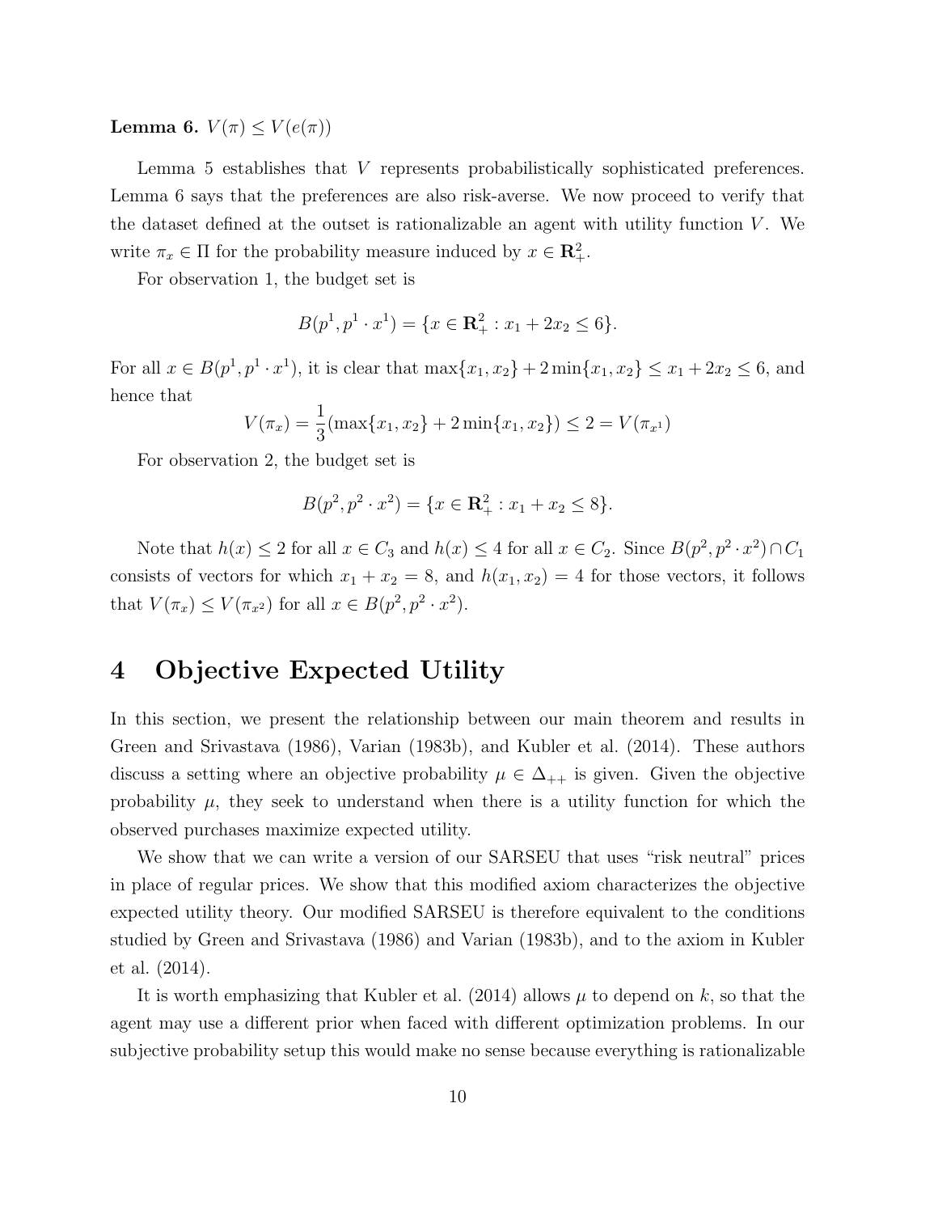**Lemma 6.** $V(\pi) \leq V(e(\pi))$

Lemma 5 establishes that $V$ represents probabilistically sophisticated preferences. Lemma 6 says that the preferences are also risk-averse. We now proceed to verify that the dataset defined at the outset is rationalizable an agent with utility function $V$. We write $\pi_x \in \Pi$ for the probability measure induced by $x \in \mathbf{R}^2_+$.

For observation 1, the budget set is

$$B(p^1, p^1 \cdot x^1) = \{x \in \mathbf{R}^2_+ : x_1 + 2x_2 \leq 6\}.$$

For all $x \in B(p^1, p^1 \cdot x^1)$, it is clear that $\max\{x_1, x_2\} + 2\min\{x_1, x_2\} \leq x_1 + 2x_2 \leq 6$, and hence that

$$V(\pi_x) = \frac{1}{3}(\max\{x_1, x_2\} + 2\min\{x_1, x_2\}) \leq 2 = V(\pi_{x^1})$$

For observation 2, the budget set is

$$B(p^2, p^2 \cdot x^2) = \{x \in \mathbf{R}^2_+ : x_1 + x_2 \leq 8\}.$$

Note that $h(x) \leq 2$ for all $x \in C_3$ and $h(x) \leq 4$ for all $x \in C_2$. Since $B(p^2, p^2 \cdot x^2) \cap C_1$ consists of vectors for which $x_1 + x_2 = 8$, and $h(x_1, x_2) = 4$ for those vectors, it follows that $V(\pi_x) \leq V(\pi_{x^2})$ for all $x \in B(p^2, p^2 \cdot x^2)$.

# 4 Objective Expected Utility

In this section, we present the relationship between our main theorem and results in Green and Srivastava (1986), Varian (1983b), and Kubler et al. (2014). These authors discuss a setting where an objective probability $\mu \in \Delta_{++}$ is given. Given the objective probability $\mu$, they seek to understand when there is a utility function for which the observed purchases maximize expected utility.

We show that we can write a version of our SARSEU that uses "risk neutral" prices in place of regular prices. We show that this modified axiom characterizes the objective expected utility theory. Our modified SARSEU is therefore equivalent to the conditions studied by Green and Srivastava (1986) and Varian (1983b), and to the axiom in Kubler et al. (2014).

It is worth emphasizing that Kubler et al. (2014) allows $\mu$ to depend on $k$, so that the agent may use a different prior when faced with different optimization problems. In our subjective probability setup this would make no sense because everything is rationalizable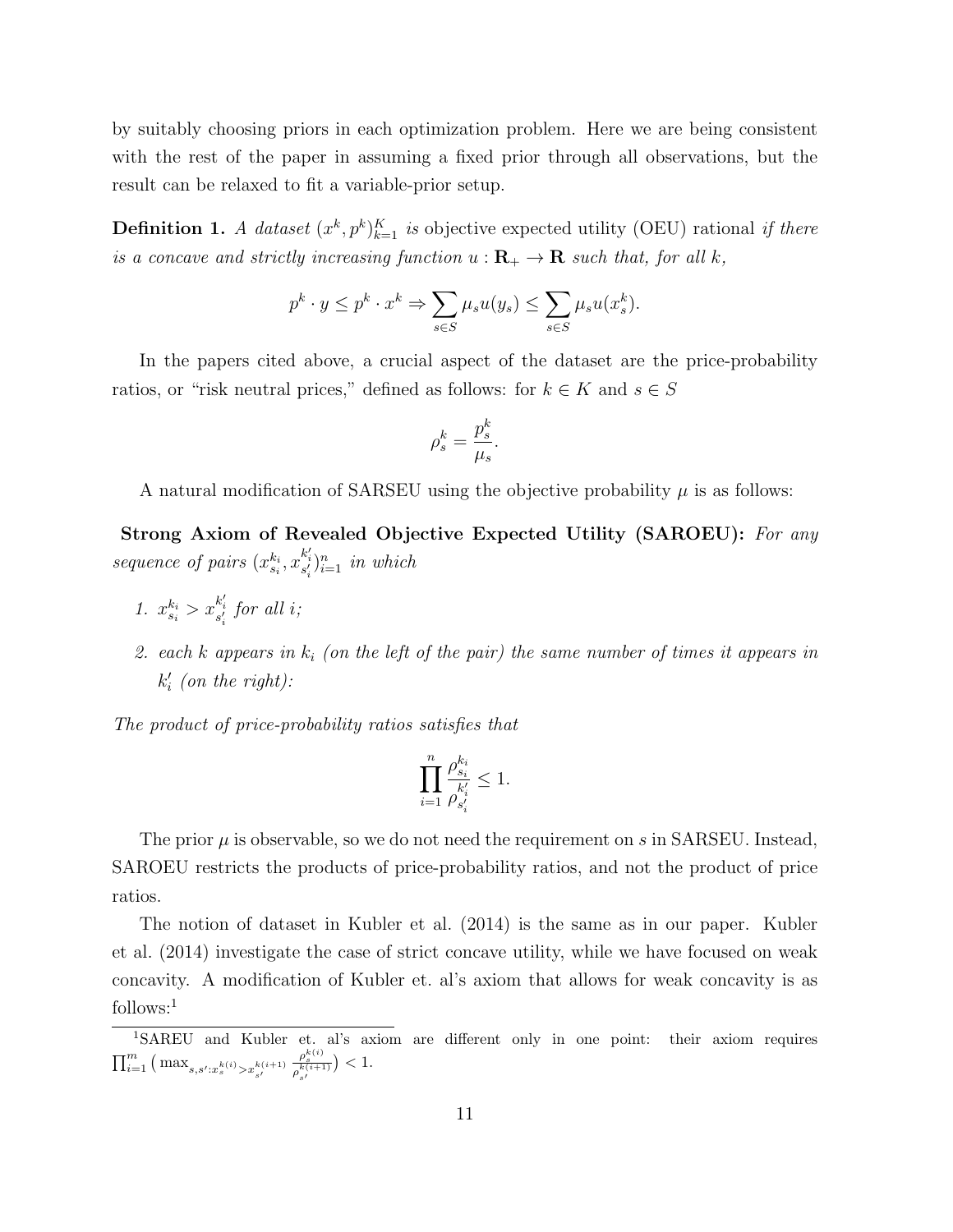by suitably choosing priors in each optimization problem. Here we are being consistent with the rest of the paper in assuming a fixed prior through all observations, but the result can be relaxed to fit a variable-prior setup.

**Definition 1.** *A dataset $(x^k, p^k)_{k=1}^K$ is* objective expected utility (OEU) rational *if there is a concave and strictly increasing function $u : \mathbf{R}_+ \to \mathbf{R}$ such that, for all $k$,*

$$p^k \cdot y \leq p^k \cdot x^k \Rightarrow \sum_{s \in S} \mu_s u(y_s) \leq \sum_{s \in S} \mu_s u(x^k_s).$$

In the papers cited above, a crucial aspect of the dataset are the price-probability ratios, or "risk neutral prices," defined as follows: for $k \in K$ and $s \in S$

$$\rho^k_s = \frac{p^k_s}{\mu_s}.$$

A natural modification of SARSEU using the objective probability $\mu$ is as follows:

**Strong Axiom of Revealed Objective Expected Utility (SAROEU):** *For any sequence of pairs $(x^{k_i}_{s_i}, x^{k'_i}_{s'_i})_{i=1}^n$ in which*

1. *$x^{k_i}_{s_i} > x^{k'_i}_{s'_i}$ for all $i$;*
2. *each $k$ appears in $k_i$ (on the left of the pair) the same number of times it appears in $k'_i$ (on the right):*

*The product of price-probability ratios satisfies that*

$$\prod_{i=1}^n \frac{\rho^{k_i}_{s_i}}{\rho^{k'_i}_{s'_i}} \leq 1.$$

The prior $\mu$ is observable, so we do not need the requirement on $s$ in SARSEU. Instead, SAROEU restricts the products of price-probability ratios, and not the product of price ratios.

The notion of dataset in Kubler et al. (2014) is the same as in our paper. Kubler et al. (2014) investigate the case of strict concave utility, while we have focused on weak concavity. A modification of Kubler et. al's axiom that allows for weak concavity is as follows:[1]

[1]SAREU and Kubler et. al's axiom are different only in one point: their axiom requires $\prod_{i=1}^m \big( \max_{s,s':x^{k(i)}_s > x^{k(i+1)}_{s'}} \frac{\rho^{k(i)}_s}{\rho^{k(i+1)}_{s'}} \big) < 1$.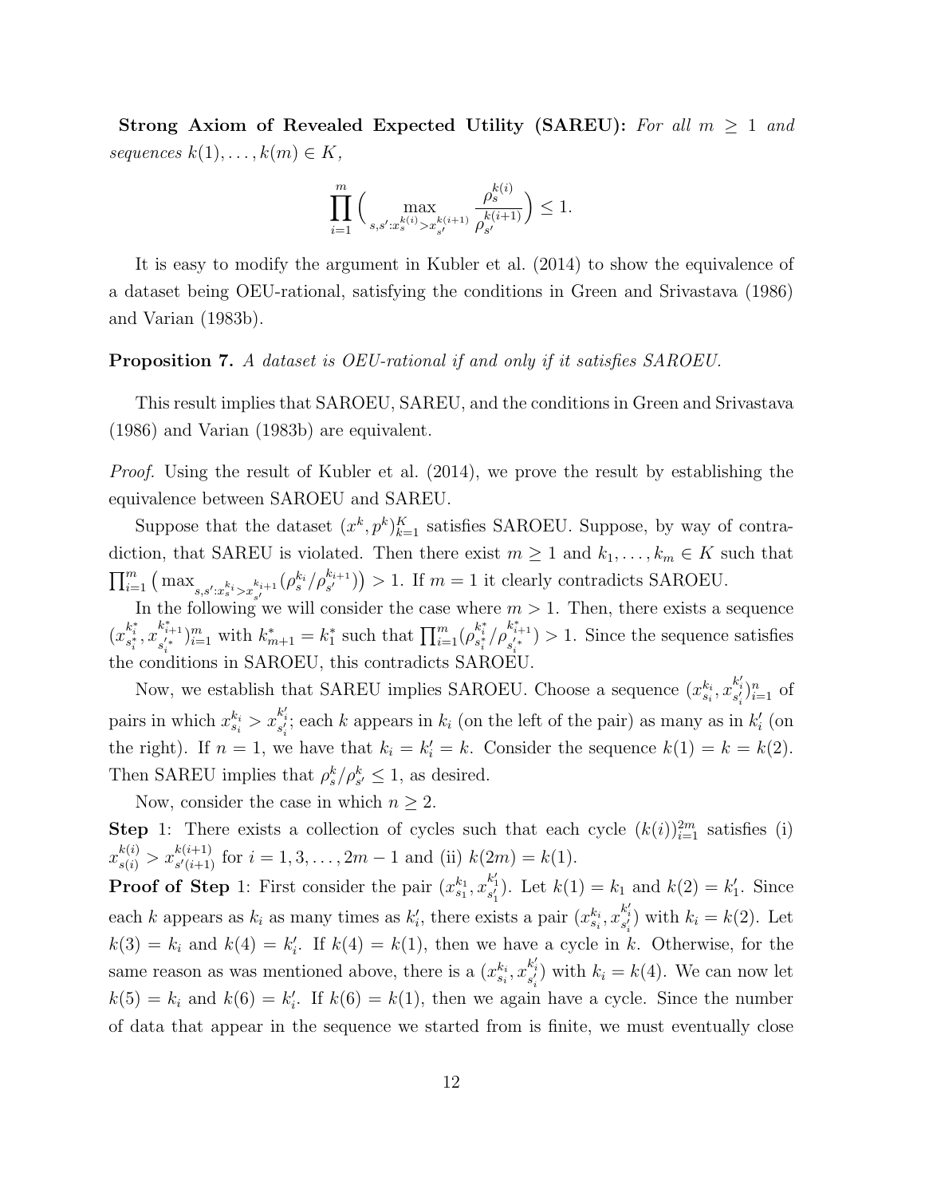**Strong Axiom of Revealed Expected Utility (SAREU):** *For all $m \geq 1$ and sequences $k(1), \ldots, k(m) \in K$,*

$$\prod_{i=1}^{m} \Big( \max_{s,s': x_s^{k(i)} > x_{s'}^{k(i+1)}} \frac{\rho_s^{k(i)}}{\rho_{s'}^{k(i+1)}} \Big) \leq 1.$$

It is easy to modify the argument in Kubler et al. (2014) to show the equivalence of a dataset being OEU-rational, satisfying the conditions in Green and Srivastava (1986) and Varian (1983b).

**Proposition 7.** *A dataset is OEU-rational if and only if it satisfies SAROEU.*

This result implies that SAROEU, SAREU, and the conditions in Green and Srivastava (1986) and Varian (1983b) are equivalent.

*Proof.* Using the result of Kubler et al. (2014), we prove the result by establishing the equivalence between SAROEU and SAREU.

Suppose that the dataset $(x^k, p^k)_{k=1}^K$ satisfies SAROEU. Suppose, by way of contradiction, that SAREU is violated. Then there exist $m \geq 1$ and $k_1, \ldots, k_m \in K$ such that $\prod_{i=1}^m \big( \max_{s,s': x_s^{k_i} > x_{s'}^{k_{i+1}}} (\rho_s^{k_i}/\rho_{s'}^{k_{i+1}}) \big) > 1$. If $m = 1$ it clearly contradicts SAROEU.

In the following we will consider the case where $m > 1$. Then, there exists a sequence $(x_{s_i^*}^{k_i^*}, x_{s_i'^*}^{k_{i+1}^*})_{i=1}^m$ with $k_{m+1}^* = k_1^*$ such that $\prod_{i=1}^m (\rho_{s_i^*}^{k_i^*}/\rho_{s_i'^*}^{k_{i+1}^*}) > 1$. Since the sequence satisfies the conditions in SAROEU, this contradicts SAROEU.

Now, we establish that SAREU implies SAROEU. Choose a sequence $(x_{s_i}^{k_i}, x_{s_i'}^{k_i'})_{i=1}^n$ of pairs in which $x_{s_i}^{k_i} > x_{s_i'}^{k_i'}$; each $k$ appears in $k_i$ (on the left of the pair) as many as in $k_i'$ (on the right). If $n = 1$, we have that $k_i = k_i' = k$. Consider the sequence $k(1) = k = k(2)$. Then SAREU implies that $\rho_s^k/\rho_{s'}^k \leq 1$, as desired.

Now, consider the case in which $n \geq 2$.

**Step** 1: There exists a collection of cycles such that each cycle $(k(i))_{i=1}^{2m}$ satisfies (i) $x_{s(i)}^{k(i)} > x_{s'(i+1)}^{k(i+1)}$ for $i = 1, 3, \ldots, 2m-1$ and (ii) $k(2m) = k(1)$.

**Proof of Step** 1: First consider the pair $(x_{s_1}^{k_1}, x_{s_1'}^{k_1'})$. Let $k(1) = k_1$ and $k(2) = k_1'$. Since each $k$ appears as $k_i$ as many times as $k_i'$, there exists a pair $(x_{s_i}^{k_i}, x_{s_i'}^{k_i'})$ with $k_i = k(2)$. Let $k(3) = k_i$ and $k(4) = k_i'$. If $k(4) = k(1)$, then we have a cycle in $k$. Otherwise, for the same reason as was mentioned above, there is a $(x_{s_i}^{k_i}, x_{s_i'}^{k_i'})$ with $k_i = k(4)$. We can now let $k(5) = k_i$ and $k(6) = k_i'$. If $k(6) = k(1)$, then we again have a cycle. Since the number of data that appear in the sequence we started from is finite, we must eventually close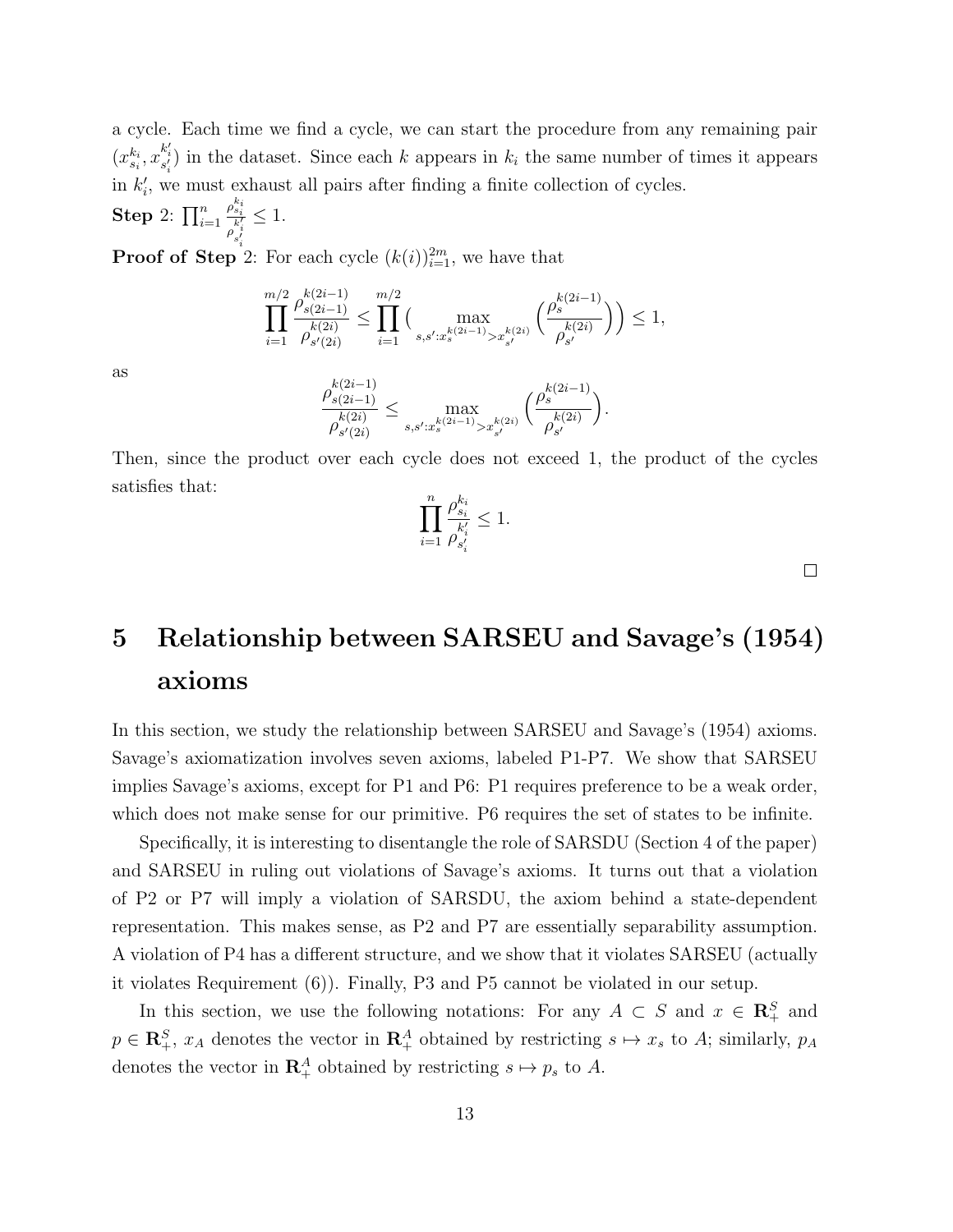a cycle. Each time we find a cycle, we can start the procedure from any remaining pair $(x^{k_i}_{s_i}, x^{k'_i}_{s'_i})$ in the dataset. Since each $k$ appears in $k_i$ the same number of times it appears in $k'_i$, we must exhaust all pairs after finding a finite collection of cycles.

**Step** 2: $\prod_{i=1}^n \frac{\rho^{k_i}_{s_i}}{\rho^{k'_i}_{s'_i}} \leq 1$.

**Proof of Step** 2: For each cycle $(k(i))_{i=1}^{2m}$, we have that

$$\prod_{i=1}^{m/2} \frac{\rho^{k(2i-1)}_{s(2i-1)}}{\rho^{k(2i)}_{s'(2i)}} \leq \prod_{i=1}^{m/2} \Big( \max_{s,s':x^{k(2i-1)}_s > x^{k(2i)}_{s'}} \Big( \frac{\rho^{k(2i-1)}_s}{\rho^{k(2i)}_{s'}} \Big) \Big) \leq 1,$$

as

$$\frac{\rho^{k(2i-1)}_{s(2i-1)}}{\rho^{k(2i)}_{s'(2i)}} \leq \max_{s,s':x^{k(2i-1)}_s > x^{k(2i)}_{s'}} \Big( \frac{\rho^{k(2i-1)}_s}{\rho^{k(2i)}_{s'}} \Big).$$

Then, since the product over each cycle does not exceed 1, the product of the cycles satisfies that:

$$\prod_{i=1}^n \frac{\rho^{k_i}_{s_i}}{\rho^{k'_i}_{s'_i}} \leq 1.$$

□

# 5 Relationship between SARSEU and Savage's (1954) axioms

In this section, we study the relationship between SARSEU and Savage's (1954) axioms. Savage's axiomatization involves seven axioms, labeled P1-P7. We show that SARSEU implies Savage's axioms, except for P1 and P6: P1 requires preference to be a weak order, which does not make sense for our primitive. P6 requires the set of states to be infinite.

Specifically, it is interesting to disentangle the role of SARSDU (Section 4 of the paper) and SARSEU in ruling out violations of Savage's axioms. It turns out that a violation of P2 or P7 will imply a violation of SARSDU, the axiom behind a state-dependent representation. This makes sense, as P2 and P7 are essentially separability assumption. A violation of P4 has a different structure, and we show that it violates SARSEU (actually it violates Requirement (6)). Finally, P3 and P5 cannot be violated in our setup.

In this section, we use the following notations: For any $A \subset S$ and $x \in \mathbf{R}^S_+$ and $p \in \mathbf{R}^S_+$, $x_A$ denotes the vector in $\mathbf{R}^A_+$ obtained by restricting $s \mapsto x_s$ to $A$; similarly, $p_A$ denotes the vector in $\mathbf{R}^A_+$ obtained by restricting $s \mapsto p_s$ to $A$.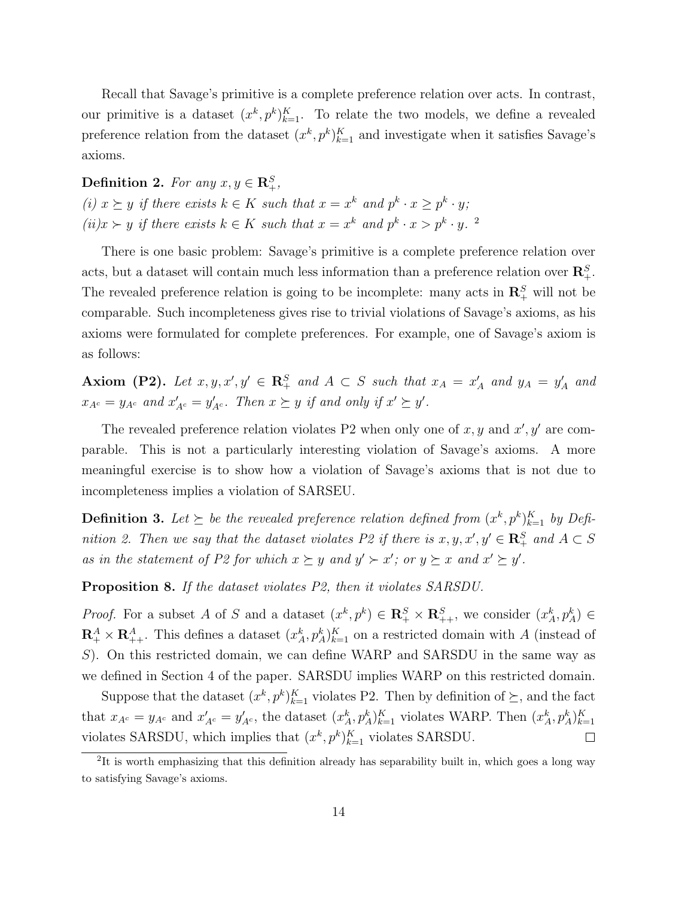Recall that Savage's primitive is a complete preference relation over acts. In contrast, our primitive is a dataset $(x^k, p^k)_{k=1}^K$. To relate the two models, we define a revealed preference relation from the dataset $(x^k, p^k)_{k=1}^K$ and investigate when it satisfies Savage's axioms.

**Definition 2.** *For any $x, y \in \mathbf{R}_+^S$,*
*(i) $x \succeq y$ if there exists $k \in K$ such that $x = x^k$ and $p^k \cdot x \geq p^k \cdot y$;*
*(ii) $x \succ y$ if there exists $k \in K$ such that $x = x^k$ and $p^k \cdot x > p^k \cdot y$.* [2]

There is one basic problem: Savage's primitive is a complete preference relation over acts, but a dataset will contain much less information than a preference relation over $\mathbf{R}_+^S$. The revealed preference relation is going to be incomplete: many acts in $\mathbf{R}_+^S$ will not be comparable. Such incompleteness gives rise to trivial violations of Savage's axioms, as his axioms were formulated for complete preferences. For example, one of Savage's axiom is as follows:

**Axiom (P2).** *Let $x, y, x', y' \in \mathbf{R}_+^S$ and $A \subset S$ such that $x_A = x'_A$ and $y_A = y'_A$ and $x_{A^c} = y_{A^c}$ and $x'_{A^c} = y'_{A^c}$. Then $x \succeq y$ if and only if $x' \succeq y'$.*

The revealed preference relation violates P2 when only one of $x, y$ and $x', y'$ are comparable. This is not a particularly interesting violation of Savage's axioms. A more meaningful exercise is to show how a violation of Savage's axioms that is not due to incompleteness implies a violation of SARSEU.

**Definition 3.** *Let $\succeq$ be the revealed preference relation defined from $(x^k, p^k)_{k=1}^K$ by Definition 2. Then we say that the dataset violates P2 if there is $x, y, x', y' \in \mathbf{R}_+^S$ and $A \subset S$ as in the statement of P2 for which $x \succeq y$ and $y' \succ x'$; or $y \succeq x$ and $x' \succeq y'$.*

**Proposition 8.** *If the dataset violates P2, then it violates SARSDU.*

*Proof.* For a subset $A$ of $S$ and a dataset $(x^k, p^k) \in \mathbf{R}_+^S \times \mathbf{R}_{++}^S$, we consider $(x_A^k, p_A^k) \in \mathbf{R}_+^A \times \mathbf{R}_{++}^A$. This defines a dataset $(x_A^k, p_A^k)_{k=1}^K$ on a restricted domain with $A$ (instead of $S$). On this restricted domain, we can define WARP and SARSDU in the same way as we defined in Section 4 of the paper. SARSDU implies WARP on this restricted domain.

Suppose that the dataset $(x^k, p^k)_{k=1}^K$ violates P2. Then by definition of $\succeq$, and the fact that $x_{A^c} = y_{A^c}$ and $x'_{A^c} = y'_{A^c}$, the dataset $(x_A^k, p_A^k)_{k=1}^K$ violates WARP. Then $(x_A^k, p_A^k)_{k=1}^K$ violates SARSDU, which implies that $(x^k, p^k)_{k=1}^K$ violates SARSDU. $\square$

[2] It is worth emphasizing that this definition already has separability built in, which goes a long way to satisfying Savage's axioms.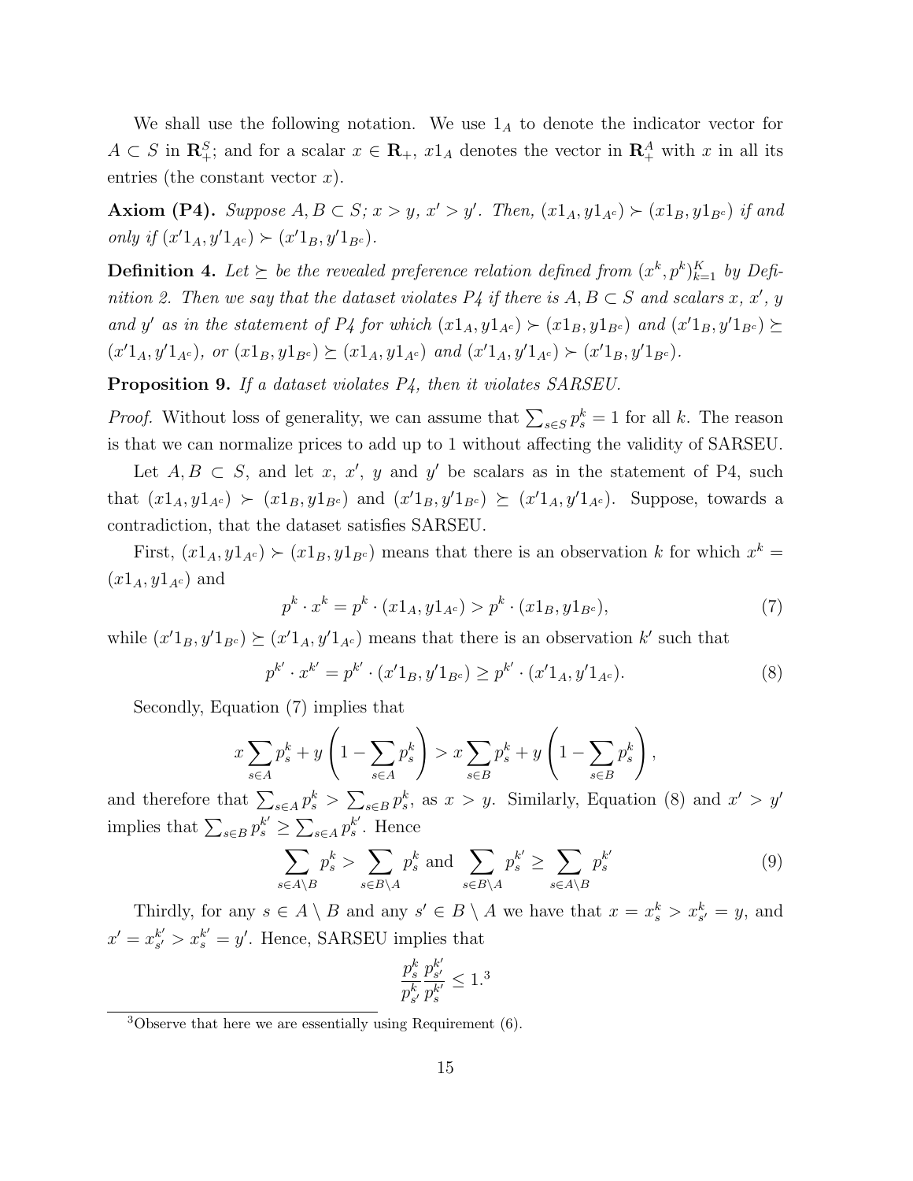We shall use the following notation. We use $1_A$ to denote the indicator vector for $A \subset S$ in $\mathbf{R}^S_+$; and for a scalar $x \in \mathbf{R}_+$, $x1_A$ denotes the vector in $\mathbf{R}^A_+$ with $x$ in all its entries (the constant vector $x$).

**Axiom (P4).** *Suppose $A, B \subset S$; $x > y$, $x' > y'$. Then, $(x1_A, y1_{A^c}) \succ (x1_B, y1_{B^c})$ if and only if $(x'1_A, y'1_{A^c}) \succ (x'1_B, y'1_{B^c})$.*

**Definition 4.** *Let $\succeq$ be the revealed preference relation defined from $(x^k, p^k)_{k=1}^K$ by Definition 2. Then we say that the dataset violates P4 if there is $A, B \subset S$ and scalars $x$, $x'$, $y$ and $y'$ as in the statement of P4 for which $(x1_A, y1_{A^c}) \succ (x1_B, y1_{B^c})$ and $(x'1_B, y'1_{B^c}) \succeq (x'1_A, y'1_{A^c})$, or $(x1_B, y1_{B^c}) \succeq (x1_A, y1_{A^c})$ and $(x'1_A, y'1_{A^c}) \succ (x'1_B, y'1_{B^c})$.*

**Proposition 9.** *If a dataset violates P4, then it violates SARSEU.*

*Proof.* Without loss of generality, we can assume that $\sum_{s \in S} p^k_s = 1$ for all $k$. The reason is that we can normalize prices to add up to 1 without affecting the validity of SARSEU.

Let $A, B \subset S$, and let $x$, $x'$, $y$ and $y'$ be scalars as in the statement of P4, such that $(x1_A, y1_{A^c}) \succ (x1_B, y1_{B^c})$ and $(x'1_B, y'1_{B^c}) \succeq (x'1_A, y'1_{A^c})$. Suppose, towards a contradiction, that the dataset satisfies SARSEU.

First, $(x1_A, y1_{A^c}) \succ (x1_B, y1_{B^c})$ means that there is an observation $k$ for which $x^k = (x1_A, y1_{A^c})$ and

$$p^k \cdot x^k = p^k \cdot (x1_A, y1_{A^c}) > p^k \cdot (x1_B, y1_{B^c}), \tag{7}$$

while $(x'1_B, y'1_{B^c}) \succeq (x'1_A, y'1_{A^c})$ means that there is an observation $k'$ such that

$$p^{k'} \cdot x^{k'} = p^{k'} \cdot (x'1_B, y'1_{B^c}) \geq p^{k'} \cdot (x'1_A, y'1_{A^c}). \tag{8}$$

Secondly, Equation (7) implies that

$$x \sum_{s \in A} p^k_s + y \left(1 - \sum_{s \in A} p^k_s\right) > x \sum_{s \in B} p^k_s + y \left(1 - \sum_{s \in B} p^k_s\right),$$

and therefore that $\sum_{s \in A} p^k_s > \sum_{s \in B} p^k_s$, as $x > y$. Similarly, Equation (8) and $x' > y'$ implies that $\sum_{s \in B} p^{k'}_s \geq \sum_{s \in A} p^{k'}_s$. Hence

$$\sum_{s \in A \setminus B} p^k_s > \sum_{s \in B \setminus A} p^k_s \text{ and } \sum_{s \in B \setminus A} p^{k'}_s \geq \sum_{s \in A \setminus B} p^{k'}_s \tag{9}$$

Thirdly, for any $s \in A \setminus B$ and any $s' \in B \setminus A$ we have that $x = x^k_s > x^k_{s'} = y$, and $x' = x^{k'}_{s'} > x^{k'}_s = y'$. Hence, SARSEU implies that

$$\frac{p^k_s}{p^k_{s'}} \frac{p^{k'}_{s'}}{p^{k'}_s} \leq 1.[3]$$

[3] Observe that here we are essentially using Requirement (6).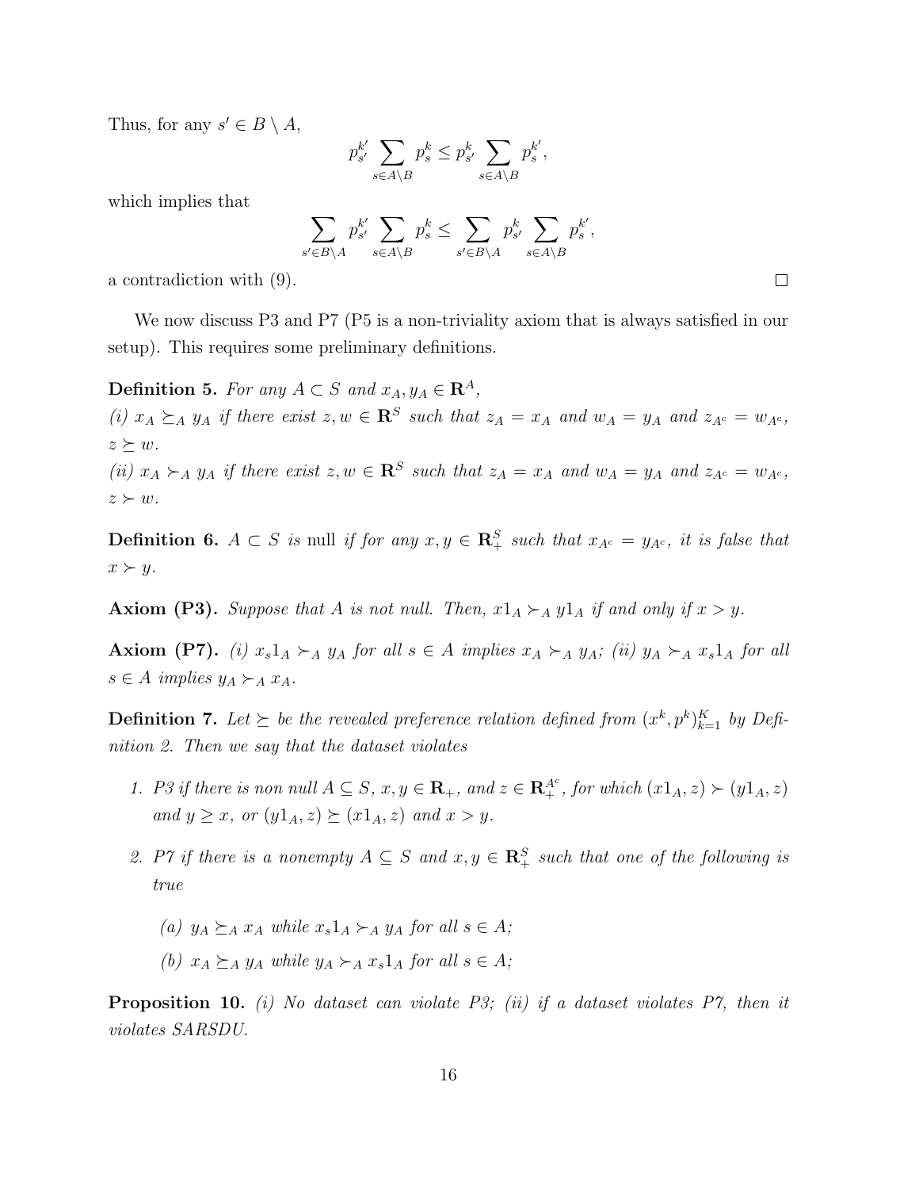Thus, for any $s' \in B \setminus A$,

$$p^{k'}_{s'} \sum_{s \in A \setminus B} p^k_s \leq p^k_{s'} \sum_{s \in A \setminus B} p^{k'}_s,$$

which implies that

$$\sum_{s' \in B \setminus A} p^{k'}_{s'} \sum_{s \in A \setminus B} p^k_s \leq \sum_{s' \in B \setminus A} p^k_{s'} \sum_{s \in A \setminus B} p^{k'}_s,$$

a contradiction with (9). □

We now discuss P3 and P7 (P5 is a non-triviality axiom that is always satisfied in our setup). This requires some preliminary definitions.

**Definition 5.** *For any $A \subset S$ and $x_A, y_A \in \mathbf{R}^A$,*
*(i) $x_A \succeq_A y_A$ if there exist $z, w \in \mathbf{R}^S$ such that $z_A = x_A$ and $w_A = y_A$ and $z_{A^c} = w_{A^c}$, $z \succeq w$.*
*(ii) $x_A \succ_A y_A$ if there exist $z, w \in \mathbf{R}^S$ such that $z_A = x_A$ and $w_A = y_A$ and $z_{A^c} = w_{A^c}$, $z \succ w$.*

**Definition 6.** *$A \subset S$ is* null *if for any $x, y \in \mathbf{R}^S_+$ such that $x_{A^c} = y_{A^c}$, it is false that $x \succ y$.*

**Axiom (P3).** *Suppose that $A$ is not null. Then, $x1_A \succ_A y1_A$ if and only if $x > y$.*

**Axiom (P7).** *(i) $x_s 1_A \succ_A y_A$ for all $s \in A$ implies $x_A \succ_A y_A$; (ii) $y_A \succ_A x_s 1_A$ for all $s \in A$ implies $y_A \succ_A x_A$.*

**Definition 7.** *Let $\succeq$ be the revealed preference relation defined from $(x^k, p^k)_{k=1}^K$ by Definition 2. Then we say that the dataset violates*

1. *P3 if there is non null $A \subseteq S$, $x, y \in \mathbf{R}_+$, and $z \in \mathbf{R}^{A^c}_+$, for which $(x1_A, z) \succ (y1_A, z)$ and $y \geq x$, or $(y1_A, z) \succeq (x1_A, z)$ and $x > y$.*
2. *P7 if there is a nonempty $A \subseteq S$ and $x, y \in \mathbf{R}^S_+$ such that one of the following is true*
   *(a) $y_A \succeq_A x_A$ while $x_s 1_A \succ_A y_A$ for all $s \in A$;*
   *(b) $x_A \succeq_A y_A$ while $y_A \succ_A x_s 1_A$ for all $s \in A$;*

**Proposition 10.** *(i) No dataset can violate P3; (ii) if a dataset violates P7, then it violates SARSDU.*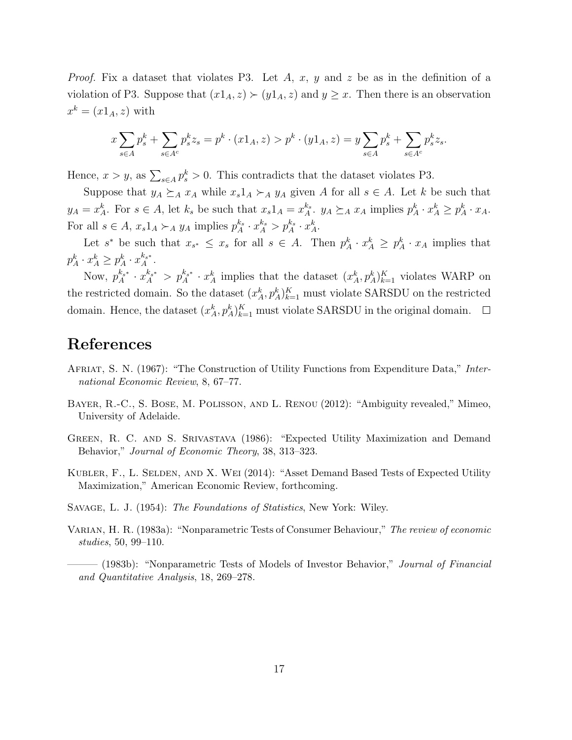*Proof.* Fix a dataset that violates P3. Let $A$, $x$, $y$ and $z$ be as in the definition of a violation of P3. Suppose that $(x1_A, z) \succ (y1_A, z)$ and $y \geq x$. Then there is an observation $x^k = (x1_A, z)$ with

$$x \sum_{s \in A} p_s^k + \sum_{s \in A^c} p_s^k z_s = p^k \cdot (x1_A, z) > p^k \cdot (y1_A, z) = y \sum_{s \in A} p_s^k + \sum_{s \in A^c} p_s^k z_s.$$

Hence, $x > y$, as $\sum_{s \in A} p_s^k > 0$. This contradicts that the dataset violates P3.

Suppose that $y_A \succeq_A x_A$ while $x_s 1_A \succ_A y_A$ given $A$ for all $s \in A$. Let $k$ be such that $y_A = x_A^k$. For $s \in A$, let $k_s$ be such that $x_s 1_A = x_A^{k_s}$. $y_A \succeq_A x_A$ implies $p_A^k \cdot x_A^k \geq p_A^k \cdot x_A$. For all $s \in A$, $x_s 1_A \succ_A y_A$ implies $p_A^{k_s} \cdot x_A^{k_s} > p_A^{k_s} \cdot x_A^k$.

Let $s^*$ be such that $x_{s^*} \leq x_s$ for all $s \in A$. Then $p_A^k \cdot x_A^k \geq p_A^k \cdot x_A$ implies that $p_A^k \cdot x_A^k \geq p_A^k \cdot x_A^{k_{s^*}}$.

Now, $p_A^{k_{s^*}} \cdot x_A^{k_{s^*}} > p_A^{k_{s^*}} \cdot x_A^k$ implies that the dataset $(x_A^k, p_A^k)_{k=1}^K$ violates WARP on the restricted domain. So the dataset $(x_A^k, p_A^k)_{k=1}^K$ must violate SARSDU on the restricted domain. Hence, the dataset $(x_A^k, p_A^k)_{k=1}^K$ must violate SARSDU in the original domain. □

# References

Afriat, S. N. (1967): "The Construction of Utility Functions from Expenditure Data," *International Economic Review*, 8, 67–77.

Bayer, R.-C., S. Bose, M. Polisson, and L. Renou (2012): "Ambiguity revealed," Mimeo, University of Adelaide.

Green, R. C. and S. Srivastava (1986): "Expected Utility Maximization and Demand Behavior," *Journal of Economic Theory*, 38, 313–323.

Kubler, F., L. Selden, and X. Wei (2014): "Asset Demand Based Tests of Expected Utility Maximization," American Economic Review, forthcoming.

Savage, L. J. (1954): *The Foundations of Statistics*, New York: Wiley.

Varian, H. R. (1983a): "Nonparametric Tests of Consumer Behaviour," *The review of economic studies*, 50, 99–110.

——— (1983b): "Nonparametric Tests of Models of Investor Behavior," *Journal of Financial and Quantitative Analysis*, 18, 269–278.